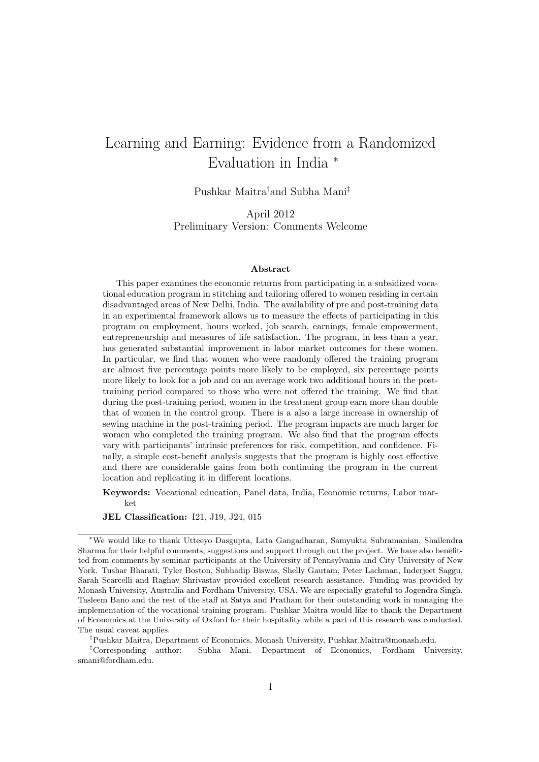# Learning and Earning: Evidence from a Randomized Evaluation in India *

Pushkar Maitra[†] and Subha Mani[‡]

April 2012

Preliminary Version: Comments Welcome

### Abstract

This paper examines the economic returns from participating in a subsidized vocational education program in stitching and tailoring offered to women residing in certain disadvantaged areas of New Delhi, India. The availability of pre and post-training data in an experimental framework allows us to measure the effects of participating in this program on employment, hours worked, job search, earnings, female empowerment, entrepreneurship and measures of life satisfaction. The program, in less than a year, has generated substantial improvement in labor market outcomes for these women. In particular, we find that women who were randomly offered the training program are almost five percentage points more likely to be employed, six percentage points more likely to look for a job and on an average work two additional hours in the post-training period compared to those who were not offered the training. We find that during the post-training period, women in the treatment group earn more than double that of women in the control group. There is a also a large increase in ownership of sewing machine in the post-training period. The program impacts are much larger for women who completed the training program. We also find that the program effects vary with participants' intrinsic preferences for risk, competition, and confidence. Finally, a simple cost-benefit analysis suggests that the program is highly cost effective and there are considerable gains from both continuing the program in the current location and replicating it in different locations.

**Keywords:** Vocational education, Panel data, India, Economic returns, Labor market

**JEL Classification:** I21, J19, J24, 015

---

*We would like to thank Utteeyo Dasgupta, Lata Gangadharan, Samyukta Subramanian, Shailendra Sharma for their helpful comments, suggestions and support through out the project. We have also benefitted from comments by seminar participants at the University of Pennsylvania and City University of New York. Tushar Bharati, Tyler Boston, Subhadip Biswas, Shelly Gautam, Peter Lachman, Inderjeet Saggu, Sarah Scarcelli and Raghav Shrivastav provided excellent research assistance. Funding was provided by Monash University, Australia and Fordham University, USA. We are especially grateful to Jogendra Singh, Tasleem Bano and the rest of the staff at Satya and Pratham for their outstanding work in managing the implementation of the vocational training program. Pushkar Maitra would like to thank the Department of Economics at the University of Oxford for their hospitality while a part of this research was conducted. The usual caveat applies.

[†]Pushkar Maitra, Department of Economics, Monash University, Pushkar.Maitra@monash.edu.

[‡]Corresponding author: Subha Mani, Department of Economics, Fordham University, smani@fordham.edu.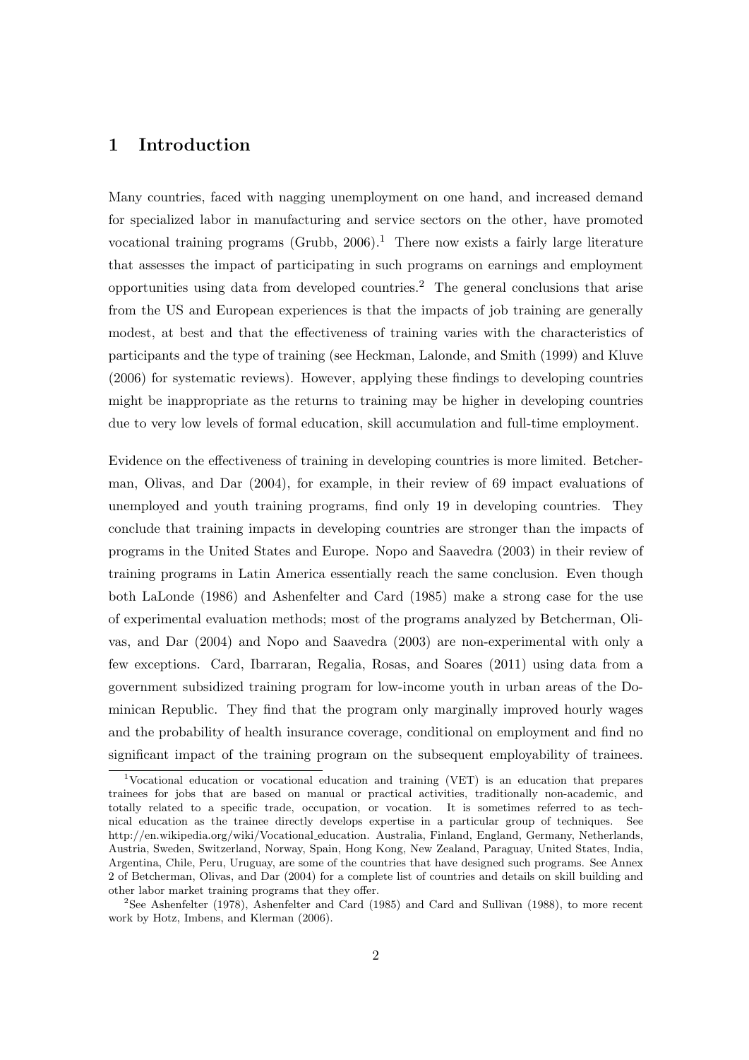# 1 Introduction

Many countries, faced with nagging unemployment on one hand, and increased demand for specialized labor in manufacturing and service sectors on the other, have promoted vocational training programs (Grubb, 2006).[1] There now exists a fairly large literature that assesses the impact of participating in such programs on earnings and employment opportunities using data from developed countries.[2] The general conclusions that arise from the US and European experiences is that the impacts of job training are generally modest, at best and that the effectiveness of training varies with the characteristics of participants and the type of training (see Heckman, Lalonde, and Smith (1999) and Kluve (2006) for systematic reviews). However, applying these findings to developing countries might be inappropriate as the returns to training may be higher in developing countries due to very low levels of formal education, skill accumulation and full-time employment.

Evidence on the effectiveness of training in developing countries is more limited. Betcherman, Olivas, and Dar (2004), for example, in their review of 69 impact evaluations of unemployed and youth training programs, find only 19 in developing countries. They conclude that training impacts in developing countries are stronger than the impacts of programs in the United States and Europe. Nopo and Saavedra (2003) in their review of training programs in Latin America essentially reach the same conclusion. Even though both LaLonde (1986) and Ashenfelter and Card (1985) make a strong case for the use of experimental evaluation methods; most of the programs analyzed by Betcherman, Olivas, and Dar (2004) and Nopo and Saavedra (2003) are non-experimental with only a few exceptions. Card, Ibarraran, Regalia, Rosas, and Soares (2011) using data from a government subsidized training program for low-income youth in urban areas of the Dominican Republic. They find that the program only marginally improved hourly wages and the probability of health insurance coverage, conditional on employment and find no significant impact of the training program on the subsequent employability of trainees.

[1] Vocational education or vocational education and training (VET) is an education that prepares trainees for jobs that are based on manual or practical activities, traditionally non-academic, and totally related to a specific trade, occupation, or vocation. It is sometimes referred to as technical education as the trainee directly develops expertise in a particular group of techniques. See http://en.wikipedia.org/wiki/Vocational_education. Australia, Finland, England, Germany, Netherlands, Austria, Sweden, Switzerland, Norway, Spain, Hong Kong, New Zealand, Paraguay, United States, India, Argentina, Chile, Peru, Uruguay, are some of the countries that have designed such programs. See Annex 2 of Betcherman, Olivas, and Dar (2004) for a complete list of countries and details on skill building and other labor market training programs that they offer.

[2] See Ashenfelter (1978), Ashenfelter and Card (1985) and Card and Sullivan (1988), to more recent work by Hotz, Imbens, and Klerman (2006).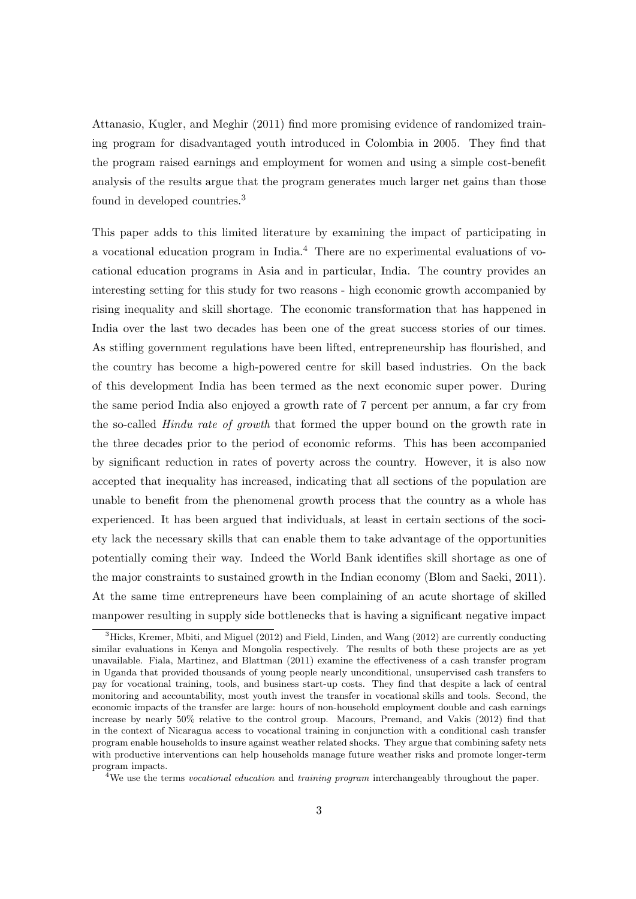Attanasio, Kugler, and Meghir (2011) find more promising evidence of randomized training program for disadvantaged youth introduced in Colombia in 2005. They find that the program raised earnings and employment for women and using a simple cost-benefit analysis of the results argue that the program generates much larger net gains than those found in developed countries.[3]

This paper adds to this limited literature by examining the impact of participating in a vocational education program in India.[4] There are no experimental evaluations of vocational education programs in Asia and in particular, India. The country provides an interesting setting for this study for two reasons - high economic growth accompanied by rising inequality and skill shortage. The economic transformation that has happened in India over the last two decades has been one of the great success stories of our times. As stifling government regulations have been lifted, entrepreneurship has flourished, and the country has become a high-powered centre for skill based industries. On the back of this development India has been termed as the next economic super power. During the same period India also enjoyed a growth rate of 7 percent per annum, a far cry from the so-called *Hindu rate of growth* that formed the upper bound on the growth rate in the three decades prior to the period of economic reforms. This has been accompanied by significant reduction in rates of poverty across the country. However, it is also now accepted that inequality has increased, indicating that all sections of the population are unable to benefit from the phenomenal growth process that the country as a whole has experienced. It has been argued that individuals, at least in certain sections of the society lack the necessary skills that can enable them to take advantage of the opportunities potentially coming their way. Indeed the World Bank identifies skill shortage as one of the major constraints to sustained growth in the Indian economy (Blom and Saeki, 2011). At the same time entrepreneurs have been complaining of an acute shortage of skilled manpower resulting in supply side bottlenecks that is having a significant negative impact

[3]Hicks, Kremer, Mbiti, and Miguel (2012) and Field, Linden, and Wang (2012) are currently conducting similar evaluations in Kenya and Mongolia respectively. The results of both these projects are as yet unavailable. Fiala, Martinez, and Blattman (2011) examine the effectiveness of a cash transfer program in Uganda that provided thousands of young people nearly unconditional, unsupervised cash transfers to pay for vocational training, tools, and business start-up costs. They find that despite a lack of central monitoring and accountability, most youth invest the transfer in vocational skills and tools. Second, the economic impacts of the transfer are large: hours of non-household employment double and cash earnings increase by nearly 50% relative to the control group. Macours, Premand, and Vakis (2012) find that in the context of Nicaragua access to vocational training in conjunction with a conditional cash transfer program enable households to insure against weather related shocks. They argue that combining safety nets with productive interventions can help households manage future weather risks and promote longer-term program impacts.

[4]We use the terms *vocational education* and *training program* interchangeably throughout the paper.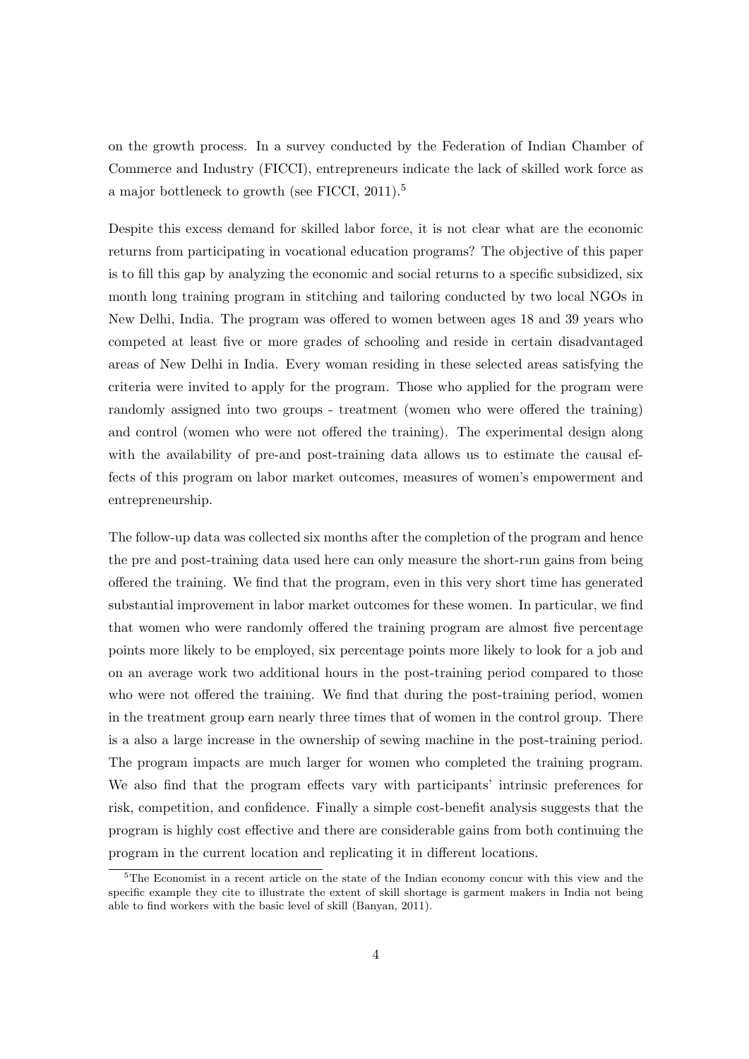on the growth process. In a survey conducted by the Federation of Indian Chamber of Commerce and Industry (FICCI), entrepreneurs indicate the lack of skilled work force as a major bottleneck to growth (see FICCI, 2011).[5]

Despite this excess demand for skilled labor force, it is not clear what are the economic returns from participating in vocational education programs? The objective of this paper is to fill this gap by analyzing the economic and social returns to a specific subsidized, six month long training program in stitching and tailoring conducted by two local NGOs in New Delhi, India. The program was offered to women between ages 18 and 39 years who competed at least five or more grades of schooling and reside in certain disadvantaged areas of New Delhi in India. Every woman residing in these selected areas satisfying the criteria were invited to apply for the program. Those who applied for the program were randomly assigned into two groups - treatment (women who were offered the training) and control (women who were not offered the training). The experimental design along with the availability of pre-and post-training data allows us to estimate the causal effects of this program on labor market outcomes, measures of women's empowerment and entrepreneurship.

The follow-up data was collected six months after the completion of the program and hence the pre and post-training data used here can only measure the short-run gains from being offered the training. We find that the program, even in this very short time has generated substantial improvement in labor market outcomes for these women. In particular, we find that women who were randomly offered the training program are almost five percentage points more likely to be employed, six percentage points more likely to look for a job and on an average work two additional hours in the post-training period compared to those who were not offered the training. We find that during the post-training period, women in the treatment group earn nearly three times that of women in the control group. There is a also a large increase in the ownership of sewing machine in the post-training period. The program impacts are much larger for women who completed the training program. We also find that the program effects vary with participants' intrinsic preferences for risk, competition, and confidence. Finally a simple cost-benefit analysis suggests that the program is highly cost effective and there are considerable gains from both continuing the program in the current location and replicating it in different locations.

[5] The Economist in a recent article on the state of the Indian economy concur with this view and the specific example they cite to illustrate the extent of skill shortage is garment makers in India not being able to find workers with the basic level of skill (Banyan, 2011).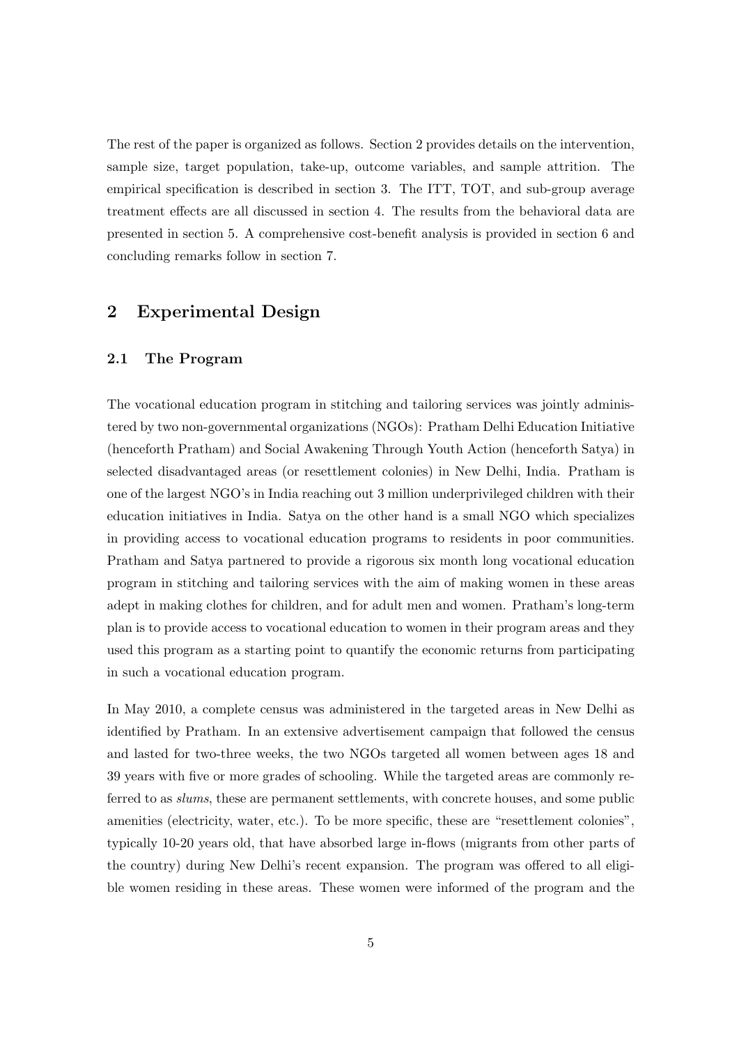The rest of the paper is organized as follows. Section 2 provides details on the intervention, sample size, target population, take-up, outcome variables, and sample attrition. The empirical specification is described in section 3. The ITT, TOT, and sub-group average treatment effects are all discussed in section 4. The results from the behavioral data are presented in section 5. A comprehensive cost-benefit analysis is provided in section 6 and concluding remarks follow in section 7.

## 2 Experimental Design

### 2.1 The Program

The vocational education program in stitching and tailoring services was jointly administered by two non-governmental organizations (NGOs): Pratham Delhi Education Initiative (henceforth Pratham) and Social Awakening Through Youth Action (henceforth Satya) in selected disadvantaged areas (or resettlement colonies) in New Delhi, India. Pratham is one of the largest NGO's in India reaching out 3 million underprivileged children with their education initiatives in India. Satya on the other hand is a small NGO which specializes in providing access to vocational education programs to residents in poor communities. Pratham and Satya partnered to provide a rigorous six month long vocational education program in stitching and tailoring services with the aim of making women in these areas adept in making clothes for children, and for adult men and women. Pratham's long-term plan is to provide access to vocational education to women in their program areas and they used this program as a starting point to quantify the economic returns from participating in such a vocational education program.

In May 2010, a complete census was administered in the targeted areas in New Delhi as identified by Pratham. In an extensive advertisement campaign that followed the census and lasted for two-three weeks, the two NGOs targeted all women between ages 18 and 39 years with five or more grades of schooling. While the targeted areas are commonly referred to as *slums*, these are permanent settlements, with concrete houses, and some public amenities (electricity, water, etc.). To be more specific, these are "resettlement colonies", typically 10-20 years old, that have absorbed large in-flows (migrants from other parts of the country) during New Delhi's recent expansion. The program was offered to all eligible women residing in these areas. These women were informed of the program and the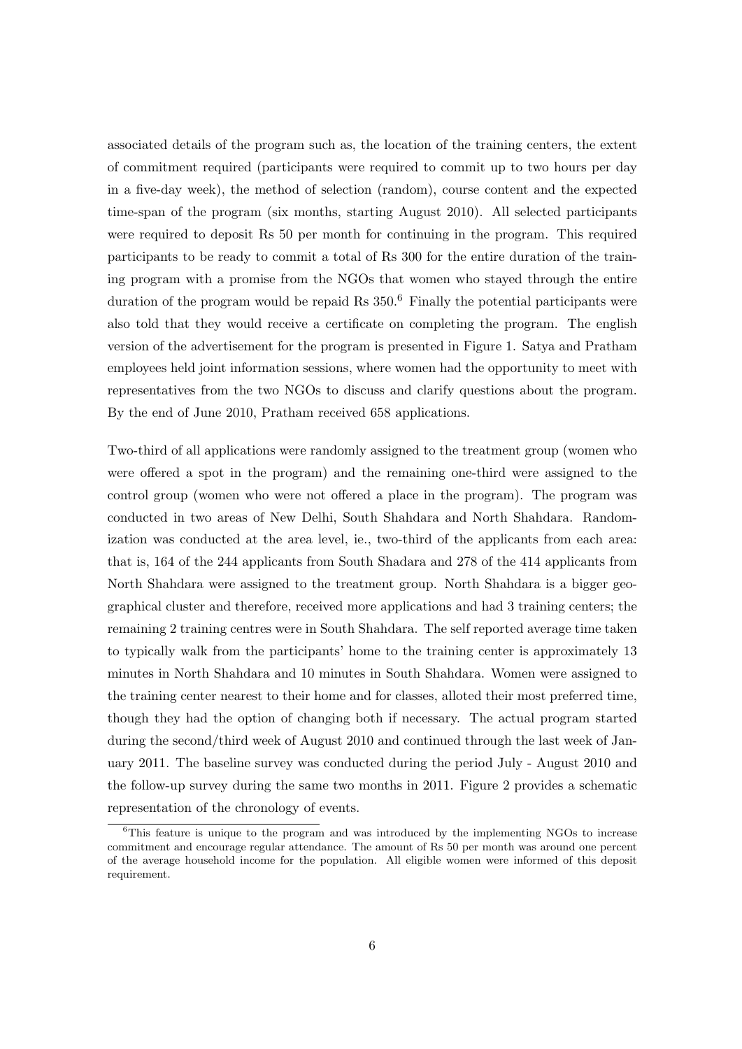associated details of the program such as, the location of the training centers, the extent of commitment required (participants were required to commit up to two hours per day in a five-day week), the method of selection (random), course content and the expected time-span of the program (six months, starting August 2010). All selected participants were required to deposit Rs 50 per month for continuing in the program. This required participants to be ready to commit a total of Rs 300 for the entire duration of the training program with a promise from the NGOs that women who stayed through the entire duration of the program would be repaid Rs 350.[6] Finally the potential participants were also told that they would receive a certificate on completing the program. The english version of the advertisement for the program is presented in Figure 1. Satya and Pratham employees held joint information sessions, where women had the opportunity to meet with representatives from the two NGOs to discuss and clarify questions about the program. By the end of June 2010, Pratham received 658 applications.

Two-third of all applications were randomly assigned to the treatment group (women who were offered a spot in the program) and the remaining one-third were assigned to the control group (women who were not offered a place in the program). The program was conducted in two areas of New Delhi, South Shahdara and North Shahdara. Randomization was conducted at the area level, ie., two-third of the applicants from each area: that is, 164 of the 244 applicants from South Shadara and 278 of the 414 applicants from North Shahdara were assigned to the treatment group. North Shahdara is a bigger geographical cluster and therefore, received more applications and had 3 training centers; the remaining 2 training centres were in South Shahdara. The self reported average time taken to typically walk from the participants' home to the training center is approximately 13 minutes in North Shahdara and 10 minutes in South Shahdara. Women were assigned to the training center nearest to their home and for classes, alloted their most preferred time, though they had the option of changing both if necessary. The actual program started during the second/third week of August 2010 and continued through the last week of January 2011. The baseline survey was conducted during the period July - August 2010 and the follow-up survey during the same two months in 2011. Figure 2 provides a schematic representation of the chronology of events.

[6] This feature is unique to the program and was introduced by the implementing NGOs to increase commitment and encourage regular attendance. The amount of Rs 50 per month was around one percent of the average household income for the population. All eligible women were informed of this deposit requirement.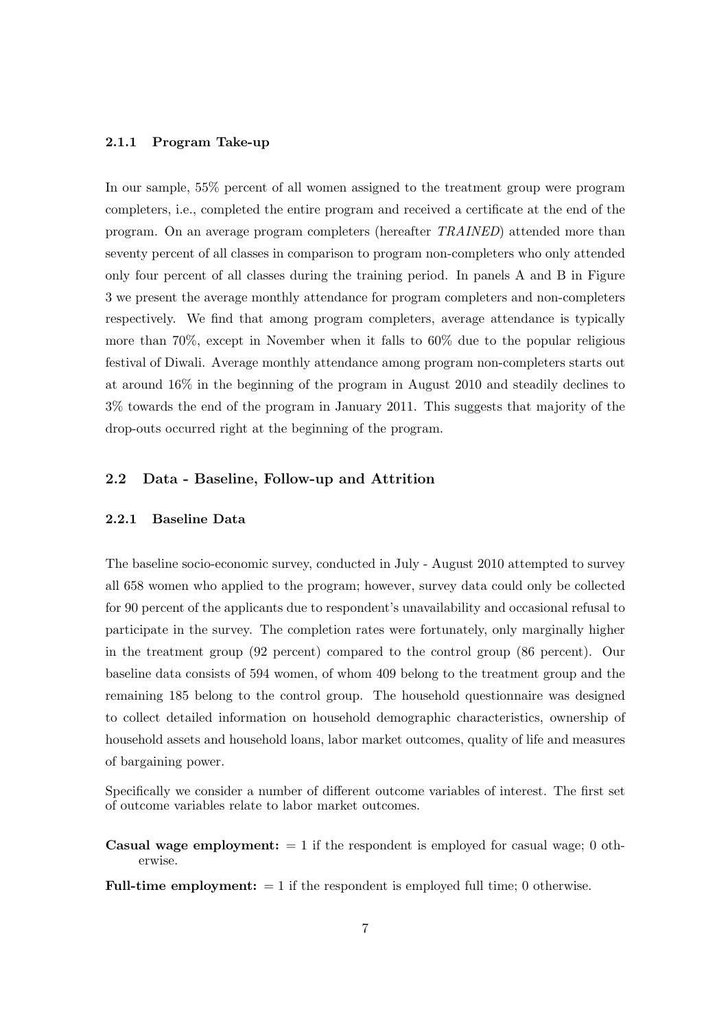### 2.1.1 Program Take-up

In our sample, 55% percent of all women assigned to the treatment group were program completers, i.e., completed the entire program and received a certificate at the end of the program. On an average program completers (hereafter *TRAINED*) attended more than seventy percent of all classes in comparison to program non-completers who only attended only four percent of all classes during the training period. In panels A and B in Figure 3 we present the average monthly attendance for program completers and non-completers respectively. We find that among program completers, average attendance is typically more than 70%, except in November when it falls to 60% due to the popular religious festival of Diwali. Average monthly attendance among program non-completers starts out at around 16% in the beginning of the program in August 2010 and steadily declines to 3% towards the end of the program in January 2011. This suggests that majority of the drop-outs occurred right at the beginning of the program.

## 2.2 Data - Baseline, Follow-up and Attrition

### 2.2.1 Baseline Data

The baseline socio-economic survey, conducted in July - August 2010 attempted to survey all 658 women who applied to the program; however, survey data could only be collected for 90 percent of the applicants due to respondent's unavailability and occasional refusal to participate in the survey. The completion rates were fortunately, only marginally higher in the treatment group (92 percent) compared to the control group (86 percent). Our baseline data consists of 594 women, of whom 409 belong to the treatment group and the remaining 185 belong to the control group. The household questionnaire was designed to collect detailed information on household demographic characteristics, ownership of household assets and household loans, labor market outcomes, quality of life and measures of bargaining power.

Specifically we consider a number of different outcome variables of interest. The first set of outcome variables relate to labor market outcomes.

**Casual wage employment:** = 1 if the respondent is employed for casual wage; 0 otherwise.

**Full-time employment:** = 1 if the respondent is employed full time; 0 otherwise.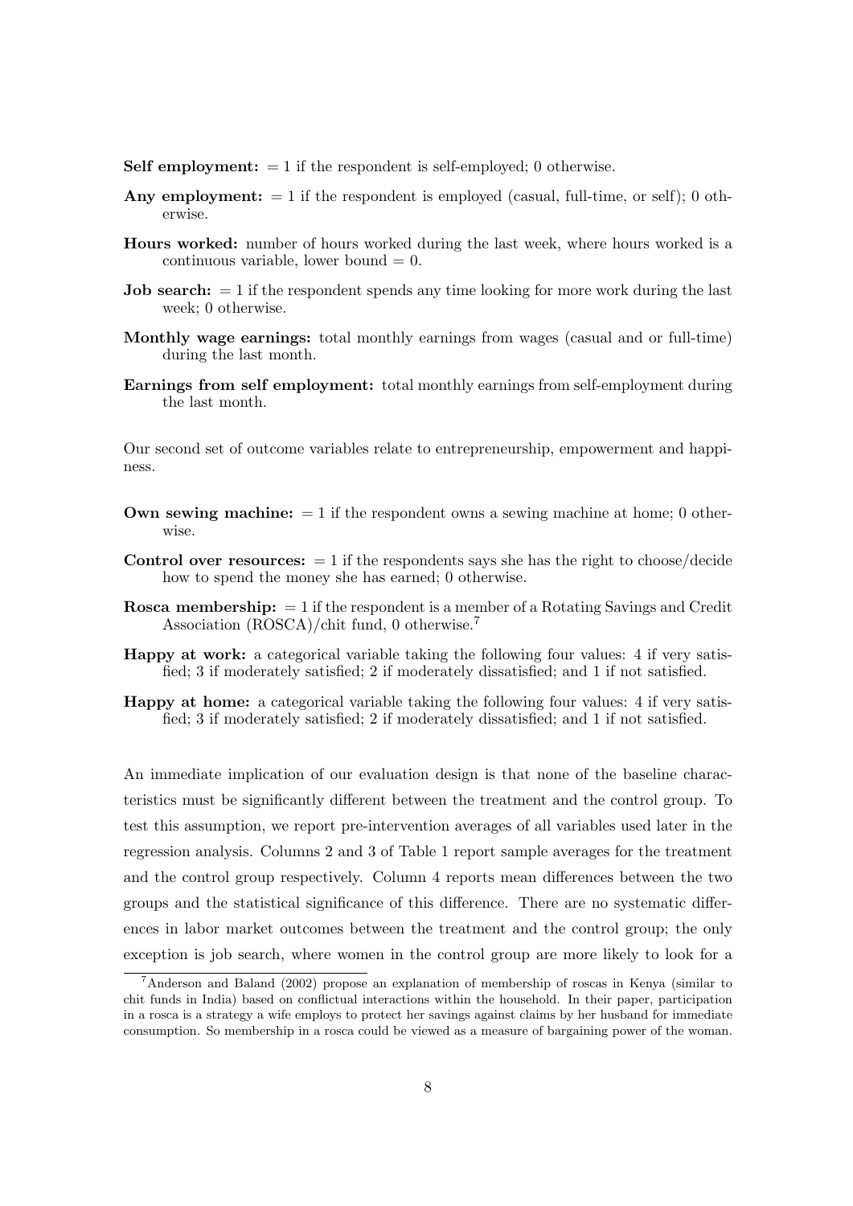**Self employment:** = 1 if the respondent is self-employed; 0 otherwise.

**Any employment:** = 1 if the respondent is employed (casual, full-time, or self); 0 otherwise.

**Hours worked:** number of hours worked during the last week, where hours worked is a continuous variable, lower bound = 0.

**Job search:** = 1 if the respondent spends any time looking for more work during the last week; 0 otherwise.

**Monthly wage earnings:** total monthly earnings from wages (casual and or full-time) during the last month.

**Earnings from self employment:** total monthly earnings from self-employment during the last month.

Our second set of outcome variables relate to entrepreneurship, empowerment and happiness.

**Own sewing machine:** = 1 if the respondent owns a sewing machine at home; 0 otherwise.

**Control over resources:** = 1 if the respondents says she has the right to choose/decide how to spend the money she has earned; 0 otherwise.

**Rosca membership:** = 1 if the respondent is a member of a Rotating Savings and Credit Association (ROSCA)/chit fund, 0 otherwise.[7]

**Happy at work:** a categorical variable taking the following four values: 4 if very satisfied; 3 if moderately satisfied; 2 if moderately dissatisfied; and 1 if not satisfied.

**Happy at home:** a categorical variable taking the following four values: 4 if very satisfied; 3 if moderately satisfied; 2 if moderately dissatisfied; and 1 if not satisfied.

An immediate implication of our evaluation design is that none of the baseline characteristics must be significantly different between the treatment and the control group. To test this assumption, we report pre-intervention averages of all variables used later in the regression analysis. Columns 2 and 3 of Table 1 report sample averages for the treatment and the control group respectively. Column 4 reports mean differences between the two groups and the statistical significance of this difference. There are no systematic differences in labor market outcomes between the treatment and the control group; the only exception is job search, where women in the control group are more likely to look for a

[7] Anderson and Baland (2002) propose an explanation of membership of roscas in Kenya (similar to chit funds in India) based on conflictual interactions within the household. In their paper, participation in a rosca is a strategy a wife employs to protect her savings against claims by her husband for immediate consumption. So membership in a rosca could be viewed as a measure of bargaining power of the woman.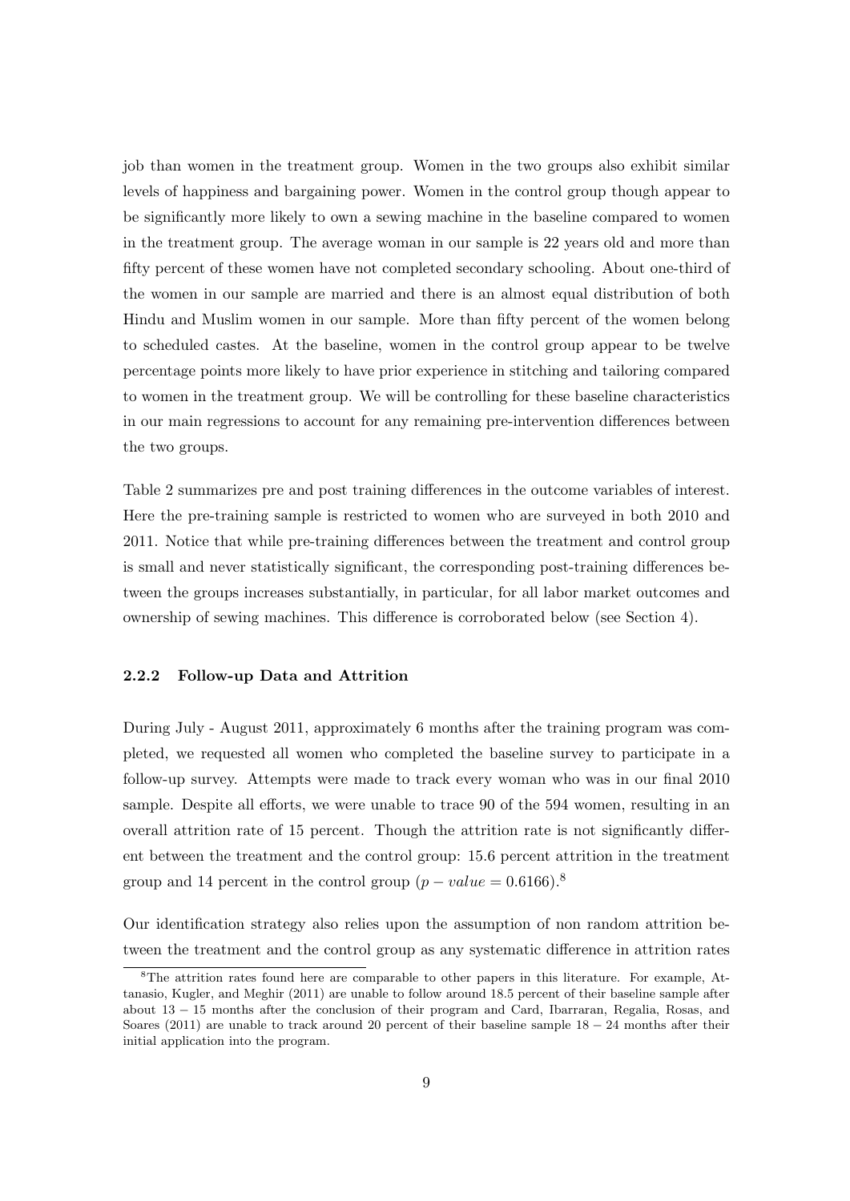job than women in the treatment group. Women in the two groups also exhibit similar levels of happiness and bargaining power. Women in the control group though appear to be significantly more likely to own a sewing machine in the baseline compared to women in the treatment group. The average woman in our sample is 22 years old and more than fifty percent of these women have not completed secondary schooling. About one-third of the women in our sample are married and there is an almost equal distribution of both Hindu and Muslim women in our sample. More than fifty percent of the women belong to scheduled castes. At the baseline, women in the control group appear to be twelve percentage points more likely to have prior experience in stitching and tailoring compared to women in the treatment group. We will be controlling for these baseline characteristics in our main regressions to account for any remaining pre-intervention differences between the two groups.

Table 2 summarizes pre and post training differences in the outcome variables of interest. Here the pre-training sample is restricted to women who are surveyed in both 2010 and 2011. Notice that while pre-training differences between the treatment and control group is small and never statistically significant, the corresponding post-training differences between the groups increases substantially, in particular, for all labor market outcomes and ownership of sewing machines. This difference is corroborated below (see Section 4).

#### 2.2.2 Follow-up Data and Attrition

During July - August 2011, approximately 6 months after the training program was completed, we requested all women who completed the baseline survey to participate in a follow-up survey. Attempts were made to track every woman who was in our final 2010 sample. Despite all efforts, we were unable to trace 90 of the 594 women, resulting in an overall attrition rate of 15 percent. Though the attrition rate is not significantly different between the treatment and the control group: 15.6 percent attrition in the treatment group and 14 percent in the control group ($p-value = 0.6166$).[8]

Our identification strategy also relies upon the assumption of non random attrition between the treatment and the control group as any systematic difference in attrition rates

[8] The attrition rates found here are comparable to other papers in this literature. For example, Attanasio, Kugler, and Meghir (2011) are unable to follow around 18.5 percent of their baseline sample after about $13-15$ months after the conclusion of their program and Card, Ibarraran, Regalia, Rosas, and Soares (2011) are unable to track around 20 percent of their baseline sample $18-24$ months after their initial application into the program.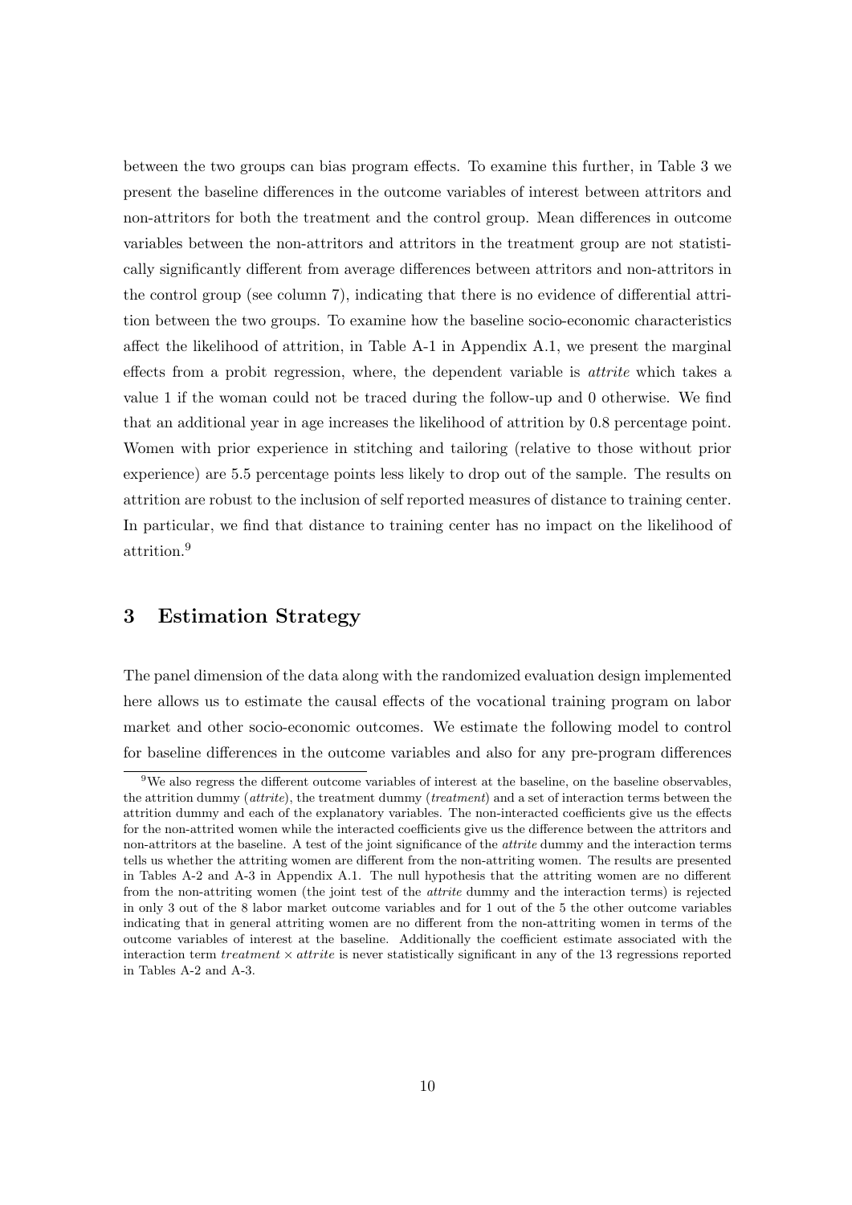between the two groups can bias program effects. To examine this further, in Table 3 we present the baseline differences in the outcome variables of interest between attritors and non-attritors for both the treatment and the control group. Mean differences in outcome variables between the non-attritors and attritors in the treatment group are not statistically significantly different from average differences between attritors and non-attritors in the control group (see column 7), indicating that there is no evidence of differential attrition between the two groups. To examine how the baseline socio-economic characteristics affect the likelihood of attrition, in Table A-1 in Appendix A.1, we present the marginal effects from a probit regression, where, the dependent variable is *attrite* which takes a value 1 if the woman could not be traced during the follow-up and 0 otherwise. We find that an additional year in age increases the likelihood of attrition by 0.8 percentage point. Women with prior experience in stitching and tailoring (relative to those without prior experience) are 5.5 percentage points less likely to drop out of the sample. The results on attrition are robust to the inclusion of self reported measures of distance to training center. In particular, we find that distance to training center has no impact on the likelihood of attrition.[9]

## 3 Estimation Strategy

The panel dimension of the data along with the randomized evaluation design implemented here allows us to estimate the causal effects of the vocational training program on labor market and other socio-economic outcomes. We estimate the following model to control for baseline differences in the outcome variables and also for any pre-program differences

[9] We also regress the different outcome variables of interest at the baseline, on the baseline observables, the attrition dummy (*attrite*), the treatment dummy (*treatment*) and a set of interaction terms between the attrition dummy and each of the explanatory variables. The non-interacted coefficients give us the effects for the non-attrited women while the interacted coefficients give us the difference between the attritors and non-attritors at the baseline. A test of the joint significance of the *attrite* dummy and the interaction terms tells us whether the attriting women are different from the non-attriting women. The results are presented in Tables A-2 and A-3 in Appendix A.1. The null hypothesis that the attriting women are no different from the non-attriting women (the joint test of the *attrite* dummy and the interaction terms) is rejected in only 3 out of the 8 labor market outcome variables and for 1 out of the 5 the other outcome variables indicating that in general attriting women are no different from the non-attriting women in terms of the outcome variables of interest at the baseline. Additionally the coefficient estimate associated with the interaction term *treatment* $\times$ *attrite* is never statistically significant in any of the 13 regressions reported in Tables A-2 and A-3.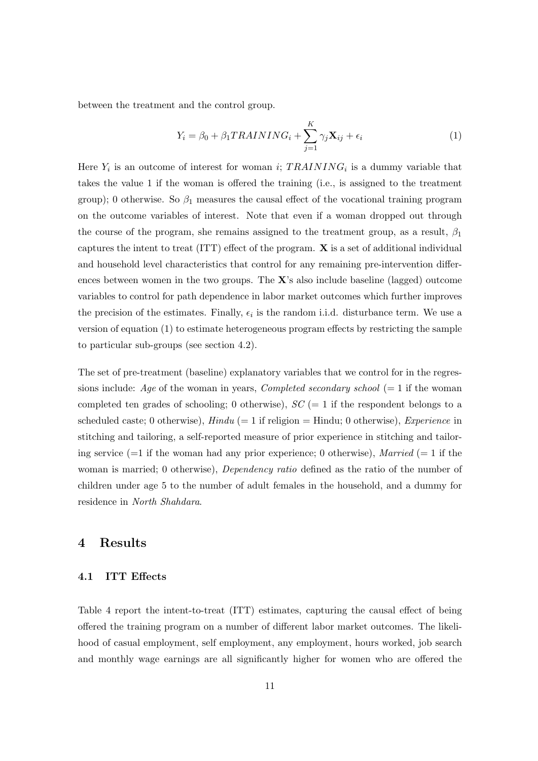between the treatment and the control group.

$$Y_i = \beta_0 + \beta_1 TRAINING_i + \sum_{j=1}^{K} \gamma_j \mathbf{X}_{ij} + \epsilon_i \tag{1}$$

Here $Y_i$ is an outcome of interest for woman $i$; $TRAINING_i$ is a dummy variable that takes the value 1 if the woman is offered the training (i.e., is assigned to the treatment group); 0 otherwise. So $\beta_1$ measures the causal effect of the vocational training program on the outcome variables of interest. Note that even if a woman dropped out through the course of the program, she remains assigned to the treatment group, as a result, $\beta_1$ captures the intent to treat (ITT) effect of the program. $\mathbf{X}$ is a set of additional individual and household level characteristics that control for any remaining pre-intervention differences between women in the two groups. The $\mathbf{X}$'s also include baseline (lagged) outcome variables to control for path dependence in labor market outcomes which further improves the precision of the estimates. Finally, $\epsilon_i$ is the random i.i.d. disturbance term. We use a version of equation (1) to estimate heterogeneous program effects by restricting the sample to particular sub-groups (see section 4.2).

The set of pre-treatment (baseline) explanatory variables that we control for in the regressions include: *Age* of the woman in years, *Completed secondary school* (= 1 if the woman completed ten grades of schooling; 0 otherwise), *SC* (= 1 if the respondent belongs to a scheduled caste; 0 otherwise), *Hindu* (= 1 if religion = Hindu; 0 otherwise), *Experience* in stitching and tailoring, a self-reported measure of prior experience in stitching and tailoring service (=1 if the woman had any prior experience; 0 otherwise), *Married* (= 1 if the woman is married; 0 otherwise), *Dependency ratio* defined as the ratio of the number of children under age 5 to the number of adult females in the household, and a dummy for residence in *North Shahdara*.

# 4 Results

## 4.1 ITT Effects

Table 4 report the intent-to-treat (ITT) estimates, capturing the causal effect of being offered the training program on a number of different labor market outcomes. The likelihood of casual employment, self employment, any employment, hours worked, job search and monthly wage earnings are all significantly higher for women who are offered the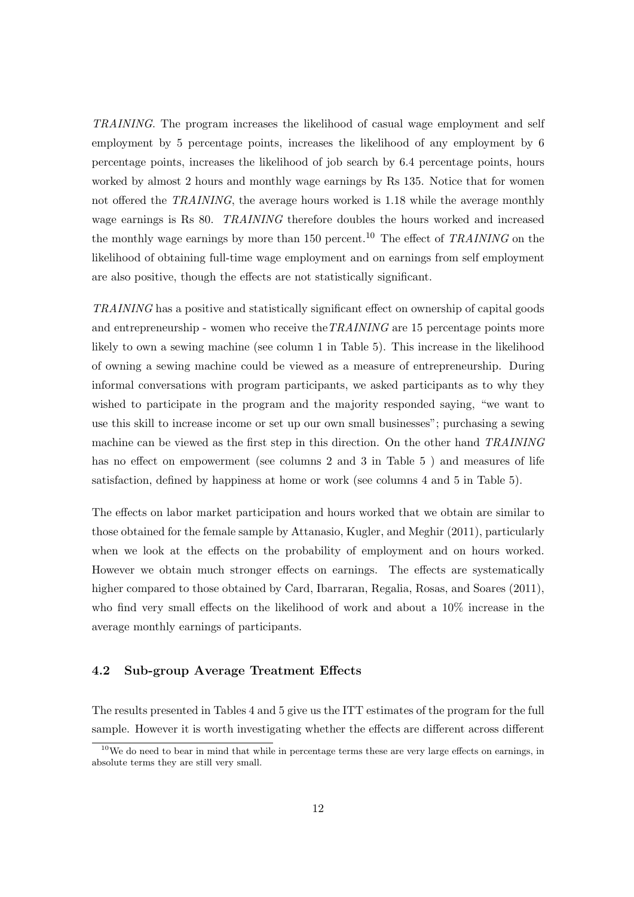*TRAINING*. The program increases the likelihood of casual wage employment and self employment by 5 percentage points, increases the likelihood of any employment by 6 percentage points, increases the likelihood of job search by 6.4 percentage points, hours worked by almost 2 hours and monthly wage earnings by Rs 135. Notice that for women not offered the *TRAINING*, the average hours worked is 1.18 while the average monthly wage earnings is Rs 80. *TRAINING* therefore doubles the hours worked and increased the monthly wage earnings by more than 150 percent.[10] The effect of *TRAINING* on the likelihood of obtaining full-time wage employment and on earnings from self employment are also positive, though the effects are not statistically significant.

*TRAINING* has a positive and statistically significant effect on ownership of capital goods and entrepreneurship - women who receive the*TRAINING* are 15 percentage points more likely to own a sewing machine (see column 1 in Table 5). This increase in the likelihood of owning a sewing machine could be viewed as a measure of entrepreneurship. During informal conversations with program participants, we asked participants as to why they wished to participate in the program and the majority responded saying, "we want to use this skill to increase income or set up our own small businesses"; purchasing a sewing machine can be viewed as the first step in this direction. On the other hand *TRAINING* has no effect on empowerment (see columns 2 and 3 in Table 5 ) and measures of life satisfaction, defined by happiness at home or work (see columns 4 and 5 in Table 5).

The effects on labor market participation and hours worked that we obtain are similar to those obtained for the female sample by Attanasio, Kugler, and Meghir (2011), particularly when we look at the effects on the probability of employment and on hours worked. However we obtain much stronger effects on earnings. The effects are systematically higher compared to those obtained by Card, Ibarraran, Regalia, Rosas, and Soares (2011), who find very small effects on the likelihood of work and about a 10% increase in the average monthly earnings of participants.

### 4.2 Sub-group Average Treatment Effects

The results presented in Tables 4 and 5 give us the ITT estimates of the program for the full sample. However it is worth investigating whether the effects are different across different

[10] We do need to bear in mind that while in percentage terms these are very large effects on earnings, in absolute terms they are still very small.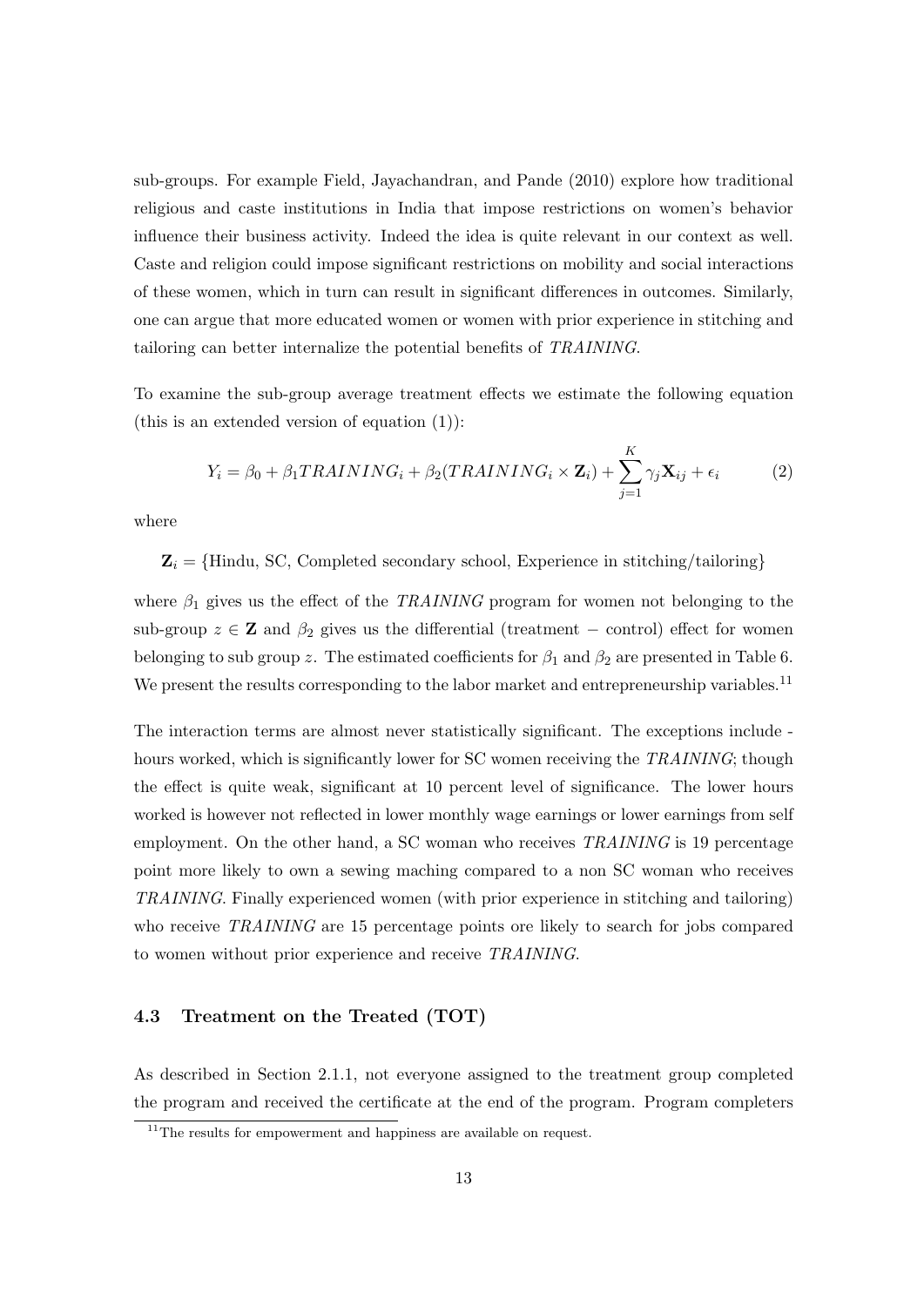sub-groups. For example Field, Jayachandran, and Pande (2010) explore how traditional religious and caste institutions in India that impose restrictions on women's behavior influence their business activity. Indeed the idea is quite relevant in our context as well. Caste and religion could impose significant restrictions on mobility and social interactions of these women, which in turn can result in significant differences in outcomes. Similarly, one can argue that more educated women or women with prior experience in stitching and tailoring can better internalize the potential benefits of *TRAINING*.

To examine the sub-group average treatment effects we estimate the following equation (this is an extended version of equation (1)):

$$Y_i = \beta_0 + \beta_1 TRAINING_i + \beta_2 (TRAINING_i \times \mathbf{Z}_i) + \sum_{j=1}^{K} \gamma_j \mathbf{X}_{ij} + \epsilon_i \tag{2}$$

where

$\mathbf{Z}_i = \{$Hindu, SC, Completed secondary school, Experience in stitching/tailoring$\}$

where $\beta_1$ gives us the effect of the *TRAINING* program for women not belonging to the sub-group $z \in \mathbf{Z}$ and $\beta_2$ gives us the differential (treatment $-$ control) effect for women belonging to sub group $z$. The estimated coefficients for $\beta_1$ and $\beta_2$ are presented in Table 6. We present the results corresponding to the labor market and entrepreneurship variables.[11]

The interaction terms are almost never statistically significant. The exceptions include - hours worked, which is significantly lower for SC women receiving the *TRAINING*; though the effect is quite weak, significant at 10 percent level of significance. The lower hours worked is however not reflected in lower monthly wage earnings or lower earnings from self employment. On the other hand, a SC woman who receives *TRAINING* is 19 percentage point more likely to own a sewing maching compared to a non SC woman who receives *TRAINING*. Finally experienced women (with prior experience in stitching and tailoring) who receive *TRAINING* are 15 percentage points ore likely to search for jobs compared to women without prior experience and receive *TRAINING*.

### 4.3 Treatment on the Treated (TOT)

As described in Section 2.1.1, not everyone assigned to the treatment group completed the program and received the certificate at the end of the program. Program completers

[11] The results for empowerment and happiness are available on request.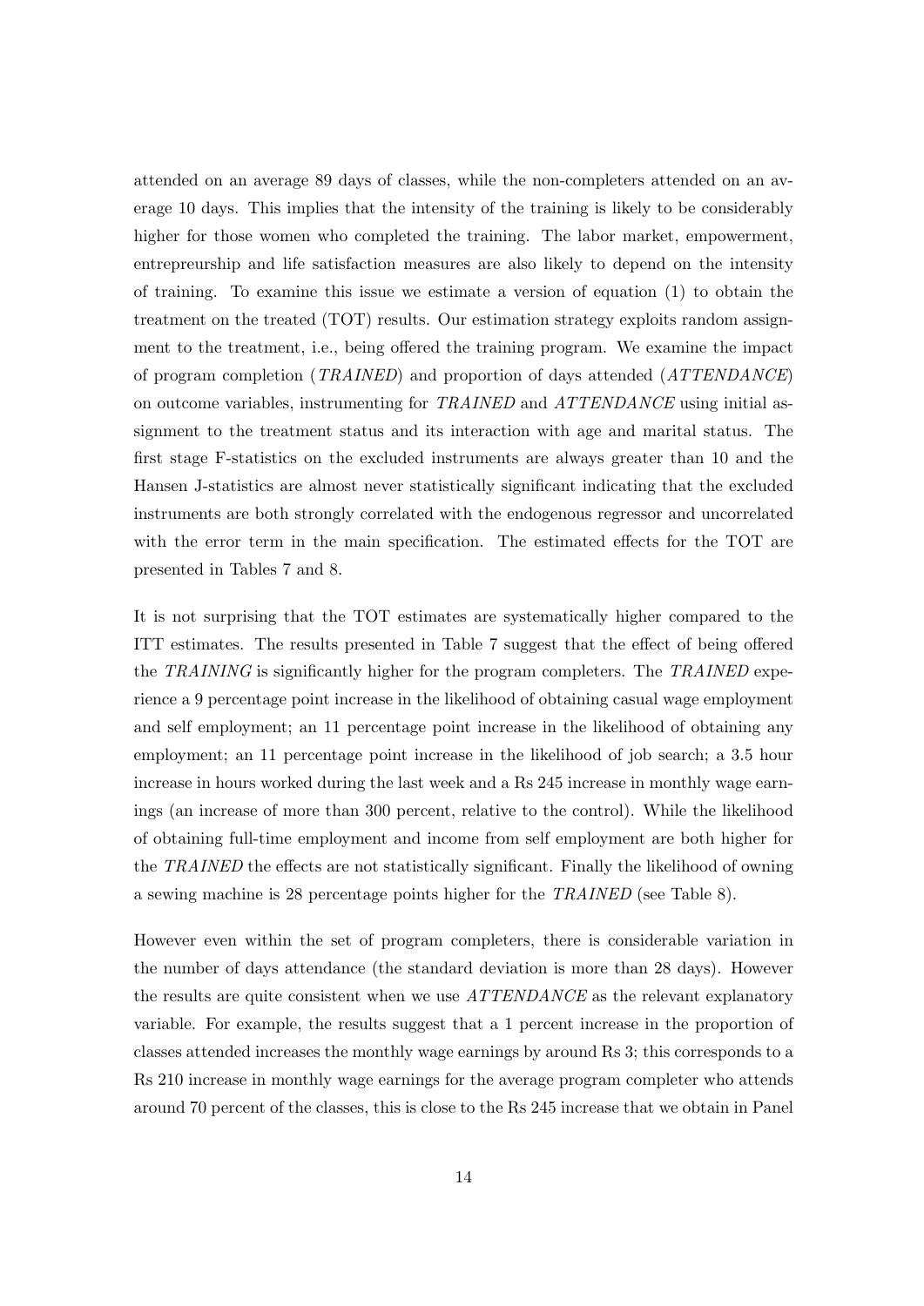attended on an average 89 days of classes, while the non-completers attended on an average 10 days. This implies that the intensity of the training is likely to be considerably higher for those women who completed the training. The labor market, empowerment, entrepreurship and life satisfaction measures are also likely to depend on the intensity of training. To examine this issue we estimate a version of equation (1) to obtain the treatment on the treated (TOT) results. Our estimation strategy exploits random assignment to the treatment, i.e., being offered the training program. We examine the impact of program completion (*TRAINED*) and proportion of days attended (*ATTENDANCE*) on outcome variables, instrumenting for *TRAINED* and *ATTENDANCE* using initial assignment to the treatment status and its interaction with age and marital status. The first stage F-statistics on the excluded instruments are always greater than 10 and the Hansen J-statistics are almost never statistically significant indicating that the excluded instruments are both strongly correlated with the endogenous regressor and uncorrelated with the error term in the main specification. The estimated effects for the TOT are presented in Tables 7 and 8.

It is not surprising that the TOT estimates are systematically higher compared to the ITT estimates. The results presented in Table 7 suggest that the effect of being offered the *TRAINING* is significantly higher for the program completers. The *TRAINED* experience a 9 percentage point increase in the likelihood of obtaining casual wage employment and self employment; an 11 percentage point increase in the likelihood of obtaining any employment; an 11 percentage point increase in the likelihood of job search; a 3.5 hour increase in hours worked during the last week and a Rs 245 increase in monthly wage earnings (an increase of more than 300 percent, relative to the control). While the likelihood of obtaining full-time employment and income from self employment are both higher for the *TRAINED* the effects are not statistically significant. Finally the likelihood of owning a sewing machine is 28 percentage points higher for the *TRAINED* (see Table 8).

However even within the set of program completers, there is considerable variation in the number of days attendance (the standard deviation is more than 28 days). However the results are quite consistent when we use *ATTENDANCE* as the relevant explanatory variable. For example, the results suggest that a 1 percent increase in the proportion of classes attended increases the monthly wage earnings by around Rs 3; this corresponds to a Rs 210 increase in monthly wage earnings for the average program completer who attends around 70 percent of the classes, this is close to the Rs 245 increase that we obtain in Panel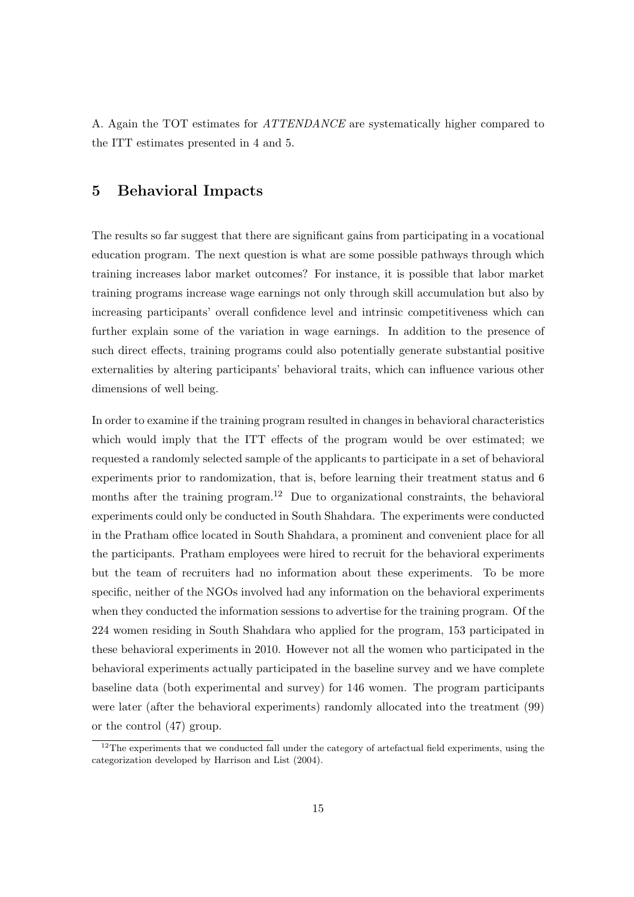A. Again the TOT estimates for *ATTENDANCE* are systematically higher compared to the ITT estimates presented in 4 and 5.

## 5 Behavioral Impacts

The results so far suggest that there are significant gains from participating in a vocational education program. The next question is what are some possible pathways through which training increases labor market outcomes? For instance, it is possible that labor market training programs increase wage earnings not only through skill accumulation but also by increasing participants' overall confidence level and intrinsic competitiveness which can further explain some of the variation in wage earnings. In addition to the presence of such direct effects, training programs could also potentially generate substantial positive externalities by altering participants' behavioral traits, which can influence various other dimensions of well being.

In order to examine if the training program resulted in changes in behavioral characteristics which would imply that the ITT effects of the program would be over estimated; we requested a randomly selected sample of the applicants to participate in a set of behavioral experiments prior to randomization, that is, before learning their treatment status and 6 months after the training program.[12] Due to organizational constraints, the behavioral experiments could only be conducted in South Shahdara. The experiments were conducted in the Pratham office located in South Shahdara, a prominent and convenient place for all the participants. Pratham employees were hired to recruit for the behavioral experiments but the team of recruiters had no information about these experiments. To be more specific, neither of the NGOs involved had any information on the behavioral experiments when they conducted the information sessions to advertise for the training program. Of the 224 women residing in South Shahdara who applied for the program, 153 participated in these behavioral experiments in 2010. However not all the women who participated in the behavioral experiments actually participated in the baseline survey and we have complete baseline data (both experimental and survey) for 146 women. The program participants were later (after the behavioral experiments) randomly allocated into the treatment (99) or the control (47) group.

[12]The experiments that we conducted fall under the category of artefactual field experiments, using the categorization developed by Harrison and List (2004).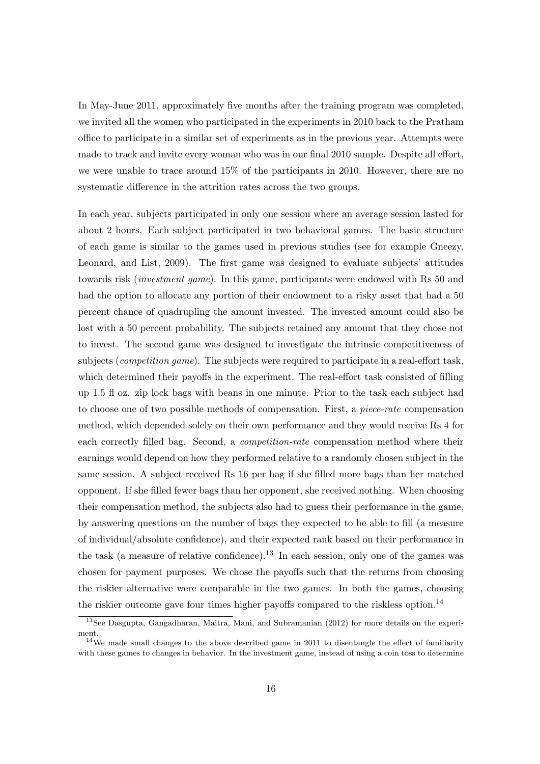In May-June 2011, approximately five months after the training program was completed, we invited all the women who participated in the experiments in 2010 back to the Pratham office to participate in a similar set of experiments as in the previous year. Attempts were made to track and invite every woman who was in our final 2010 sample. Despite all effort, we were unable to trace around 15% of the participants in 2010. However, there are no systematic difference in the attrition rates across the two groups.

In each year, subjects participated in only one session where an average session lasted for about 2 hours. Each subject participated in two behavioral games. The basic structure of each game is similar to the games used in previous studies (see for example Gneezy, Leonard, and List, 2009). The first game was designed to evaluate subjects' attitudes towards risk (*investment game*). In this game, participants were endowed with Rs 50 and had the option to allocate any portion of their endowment to a risky asset that had a 50 percent chance of quadrupling the amount invested. The invested amount could also be lost with a 50 percent probability. The subjects retained any amount that they chose not to invest. The second game was designed to investigate the intrinsic competitiveness of subjects (*competition game*). The subjects were required to participate in a real-effort task, which determined their payoffs in the experiment. The real-effort task consisted of filling up 1.5 fl oz. zip lock bags with beans in one minute. Prior to the task each subject had to choose one of two possible methods of compensation. First, a *piece-rate* compensation method, which depended solely on their own performance and they would receive Rs 4 for each correctly filled bag. Second, a *competition-rate* compensation method where their earnings would depend on how they performed relative to a randomly chosen subject in the same session. A subject received Rs 16 per bag if she filled more bags than her matched opponent. If she filled fewer bags than her opponent, she received nothing. When choosing their compensation method, the subjects also had to guess their performance in the game, by answering questions on the number of bags they expected to be able to fill (a measure of individual/absolute confidence), and their expected rank based on their performance in the task (a measure of relative confidence).[13] In each session, only one of the games was chosen for payment purposes. We chose the payoffs such that the returns from choosing the riskier alternative were comparable in the two games. In both the games, choosing the riskier outcome gave four times higher payoffs compared to the riskless option.[14]

[13] See Dasgupta, Gangadharan, Maitra, Mani, and Subramanian (2012) for more details on the experiment.

[14] We made small changes to the above described game in 2011 to disentangle the effect of familiarity with these games to changes in behavior. In the investment game, instead of using a coin toss to determine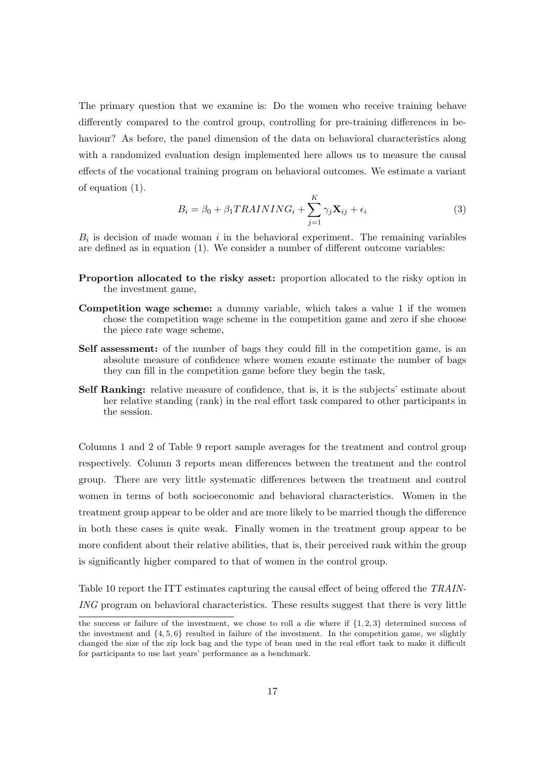The primary question that we examine is: Do the women who receive training behave differently compared to the control group, controlling for pre-training differences in behaviour? As before, the panel dimension of the data on behavioral characteristics along with a randomized evaluation design implemented here allows us to measure the causal effects of the vocational training program on behavioral outcomes. We estimate a variant of equation (1).

$$B_i = \beta_0 + \beta_1 TRAINING_i + \sum_{j=1}^{K} \gamma_j \mathbf{X}_{ij} + \epsilon_i \tag{3}$$

$B_i$ is decision of made woman $i$ in the behavioral experiment. The remaining variables are defined as in equation (1). We consider a number of different outcome variables:

**Proportion allocated to the risky asset:** proportion allocated to the risky option in the investment game,

**Competition wage scheme:** a dummy variable, which takes a value 1 if the women chose the competition wage scheme in the competition game and zero if she choose the piece rate wage scheme,

**Self assessment:** of the number of bags they could fill in the competition game, is an absolute measure of confidence where women exante estimate the number of bags they can fill in the competition game before they begin the task,

**Self Ranking:** relative measure of confidence, that is, it is the subjects' estimate about her relative standing (rank) in the real effort task compared to other participants in the session.

Columns 1 and 2 of Table 9 report sample averages for the treatment and control group respectively. Column 3 reports mean differences between the treatment and the control group. There are very little systematic differences between the treatment and control women in terms of both socioeconomic and behavioral characteristics. Women in the treatment group appear to be older and are more likely to be married though the difference in both these cases is quite weak. Finally women in the treatment group appear to be more confident about their relative abilities, that is, their perceived rank within the group is significantly higher compared to that of women in the control group.

Table 10 report the ITT estimates capturing the causal effect of being offered the *TRAINING* program on behavioral characteristics. These results suggest that there is very little

the success or failure of the investment, we chose to roll a die where if $\{1, 2, 3\}$ determined success of the investment and $\{4, 5, 6\}$ resulted in failure of the investment. In the competition game, we slightly changed the size of the zip lock bag and the type of bean used in the real effort task to make it difficult for participants to use last years' performance as a benchmark.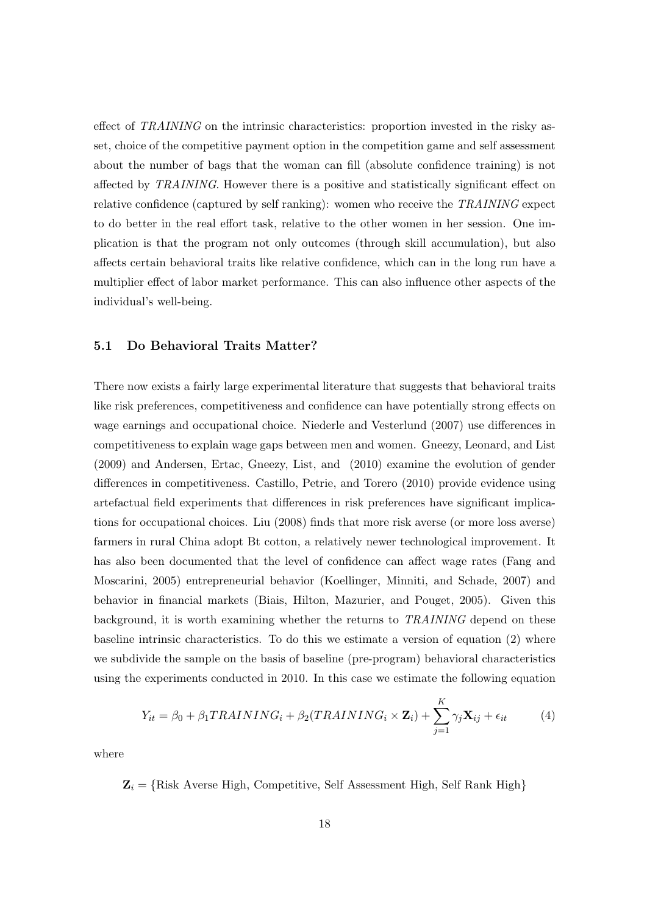effect of *TRAINING* on the intrinsic characteristics: proportion invested in the risky asset, choice of the competitive payment option in the competition game and self assessment about the number of bags that the woman can fill (absolute confidence training) is not affected by *TRAINING*. However there is a positive and statistically significant effect on relative confidence (captured by self ranking): women who receive the *TRAINING* expect to do better in the real effort task, relative to the other women in her session. One implication is that the program not only outcomes (through skill accumulation), but also affects certain behavioral traits like relative confidence, which can in the long run have a multiplier effect of labor market performance. This can also influence other aspects of the individual's well-being.

### 5.1 Do Behavioral Traits Matter?

There now exists a fairly large experimental literature that suggests that behavioral traits like risk preferences, competitiveness and confidence can have potentially strong effects on wage earnings and occupational choice. Niederle and Vesterlund (2007) use differences in competitiveness to explain wage gaps between men and women. Gneezy, Leonard, and List (2009) and Andersen, Ertac, Gneezy, List, and  (2010) examine the evolution of gender differences in competitiveness. Castillo, Petrie, and Torero (2010) provide evidence using artefactual field experiments that differences in risk preferences have significant implications for occupational choices. Liu (2008) finds that more risk averse (or more loss averse) farmers in rural China adopt Bt cotton, a relatively newer technological improvement. It has also been documented that the level of confidence can affect wage rates (Fang and Moscarini, 2005) entrepreneurial behavior (Koellinger, Minniti, and Schade, 2007) and behavior in financial markets (Biais, Hilton, Mazurier, and Pouget, 2005). Given this background, it is worth examining whether the returns to *TRAINING* depend on these baseline intrinsic characteristics. To do this we estimate a version of equation (2) where we subdivide the sample on the basis of baseline (pre-program) behavioral characteristics using the experiments conducted in 2010. In this case we estimate the following equation

$$Y_{it} = \beta_0 + \beta_1 TRAINING_i + \beta_2 (TRAINING_i \times \mathbf{Z}_i) + \sum_{j=1}^{K} \gamma_j \mathbf{X}_{ij} + \epsilon_{it} \qquad (4)$$

where

$\mathbf{Z}_i = \{$Risk Averse High, Competitive, Self Assessment High, Self Rank High$\}$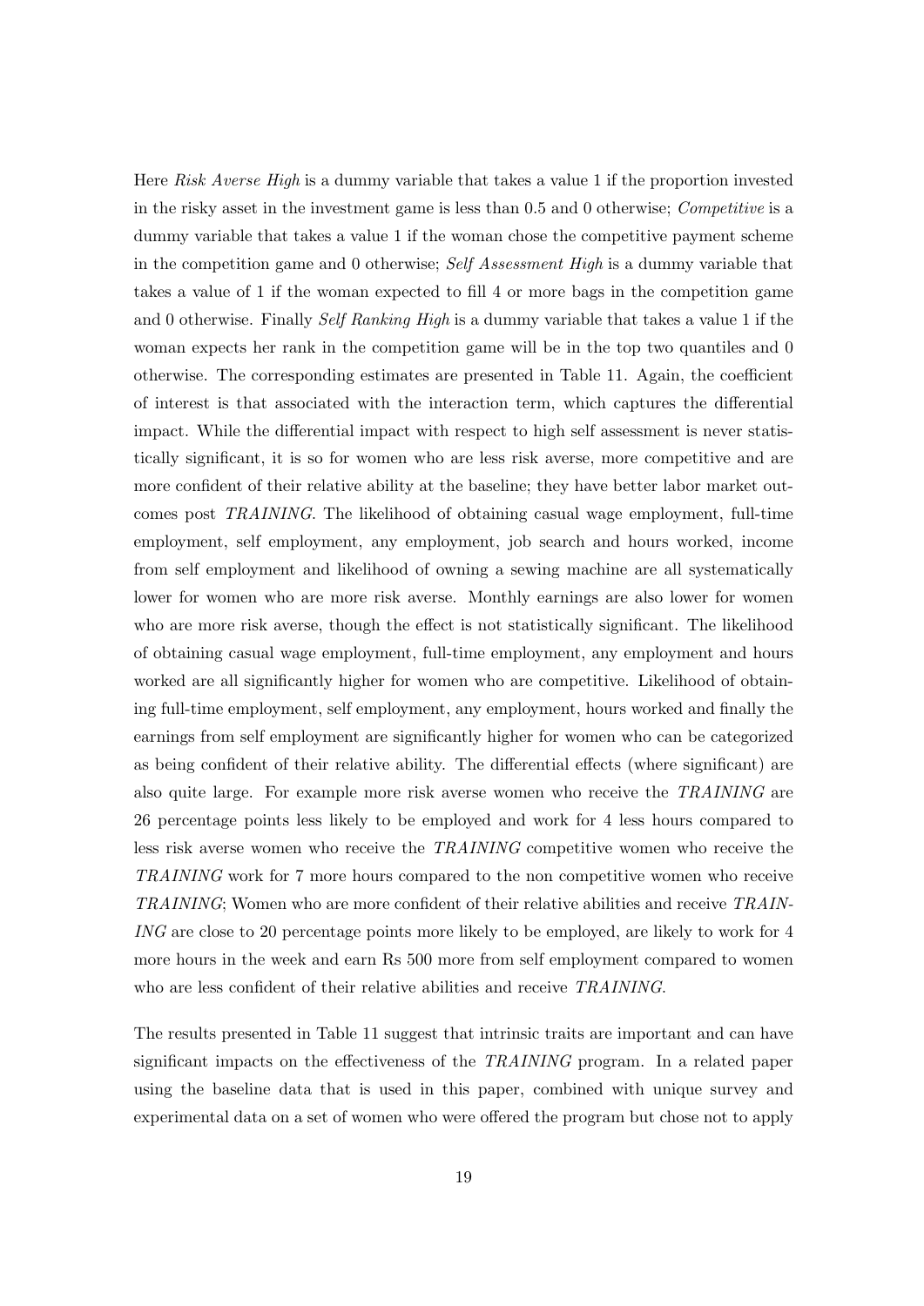Here *Risk Averse High* is a dummy variable that takes a value 1 if the proportion invested in the risky asset in the investment game is less than 0.5 and 0 otherwise; *Competitive* is a dummy variable that takes a value 1 if the woman chose the competitive payment scheme in the competition game and 0 otherwise; *Self Assessment High* is a dummy variable that takes a value of 1 if the woman expected to fill 4 or more bags in the competition game and 0 otherwise. Finally *Self Ranking High* is a dummy variable that takes a value 1 if the woman expects her rank in the competition game will be in the top two quantiles and 0 otherwise. The corresponding estimates are presented in Table 11. Again, the coefficient of interest is that associated with the interaction term, which captures the differential impact. While the differential impact with respect to high self assessment is never statistically significant, it is so for women who are less risk averse, more competitive and are more confident of their relative ability at the baseline; they have better labor market outcomes post *TRAINING*. The likelihood of obtaining casual wage employment, full-time employment, self employment, any employment, job search and hours worked, income from self employment and likelihood of owning a sewing machine are all systematically lower for women who are more risk averse. Monthly earnings are also lower for women who are more risk averse, though the effect is not statistically significant. The likelihood of obtaining casual wage employment, full-time employment, any employment and hours worked are all significantly higher for women who are competitive. Likelihood of obtaining full-time employment, self employment, any employment, hours worked and finally the earnings from self employment are significantly higher for women who can be categorized as being confident of their relative ability. The differential effects (where significant) are also quite large. For example more risk averse women who receive the *TRAINING* are 26 percentage points less likely to be employed and work for 4 less hours compared to less risk averse women who receive the *TRAINING* competitive women who receive the *TRAINING* work for 7 more hours compared to the non competitive women who receive *TRAINING*; Women who are more confident of their relative abilities and receive *TRAINING* are close to 20 percentage points more likely to be employed, are likely to work for 4 more hours in the week and earn Rs 500 more from self employment compared to women who are less confident of their relative abilities and receive *TRAINING*.

The results presented in Table 11 suggest that intrinsic traits are important and can have significant impacts on the effectiveness of the *TRAINING* program. In a related paper using the baseline data that is used in this paper, combined with unique survey and experimental data on a set of women who were offered the program but chose not to apply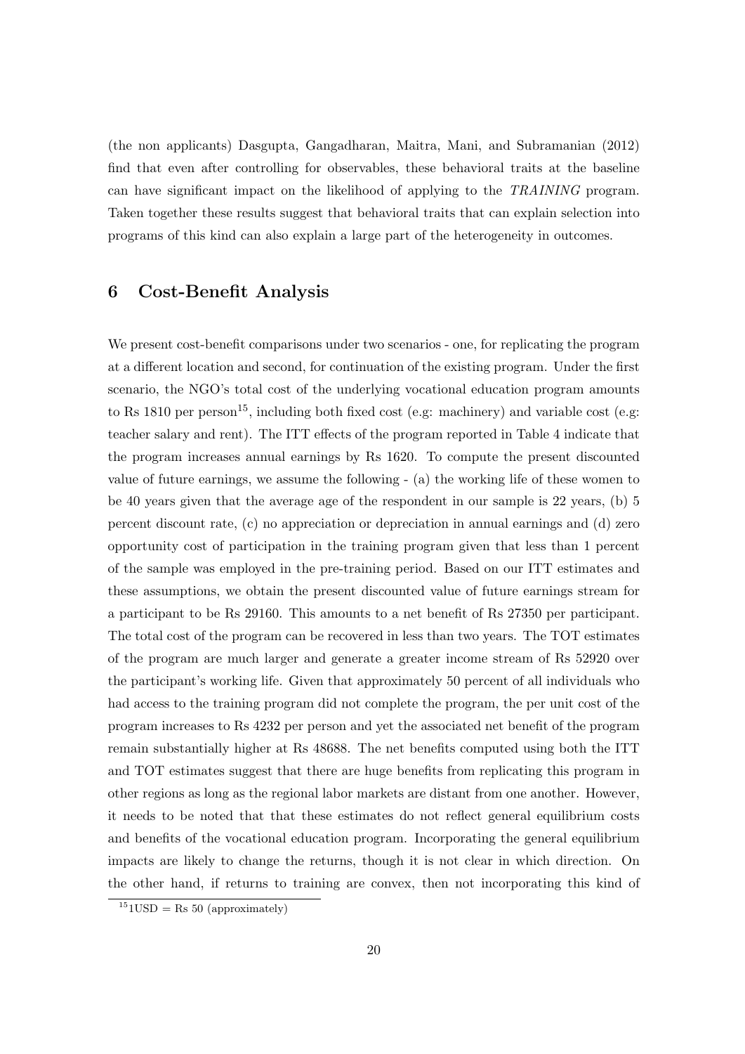(the non applicants) Dasgupta, Gangadharan, Maitra, Mani, and Subramanian (2012) find that even after controlling for observables, these behavioral traits at the baseline can have significant impact on the likelihood of applying to the *TRAINING* program. Taken together these results suggest that behavioral traits that can explain selection into programs of this kind can also explain a large part of the heterogeneity in outcomes.

## 6 Cost-Benefit Analysis

We present cost-benefit comparisons under two scenarios - one, for replicating the program at a different location and second, for continuation of the existing program. Under the first scenario, the NGO's total cost of the underlying vocational education program amounts to Rs 1810 per person[15], including both fixed cost (e.g: machinery) and variable cost (e.g: teacher salary and rent). The ITT effects of the program reported in Table 4 indicate that the program increases annual earnings by Rs 1620. To compute the present discounted value of future earnings, we assume the following - (a) the working life of these women to be 40 years given that the average age of the respondent in our sample is 22 years, (b) 5 percent discount rate, (c) no appreciation or depreciation in annual earnings and (d) zero opportunity cost of participation in the training program given that less than 1 percent of the sample was employed in the pre-training period. Based on our ITT estimates and these assumptions, we obtain the present discounted value of future earnings stream for a participant to be Rs 29160. This amounts to a net benefit of Rs 27350 per participant. The total cost of the program can be recovered in less than two years. The TOT estimates of the program are much larger and generate a greater income stream of Rs 52920 over the participant's working life. Given that approximately 50 percent of all individuals who had access to the training program did not complete the program, the per unit cost of the program increases to Rs 4232 per person and yet the associated net benefit of the program remain substantially higher at Rs 48688. The net benefits computed using both the ITT and TOT estimates suggest that there are huge benefits from replicating this program in other regions as long as the regional labor markets are distant from one another. However, it needs to be noted that that these estimates do not reflect general equilibrium costs and benefits of the vocational education program. Incorporating the general equilibrium impacts are likely to change the returns, though it is not clear in which direction. On the other hand, if returns to training are convex, then not incorporating this kind of

[15] 1USD = Rs 50 (approximately)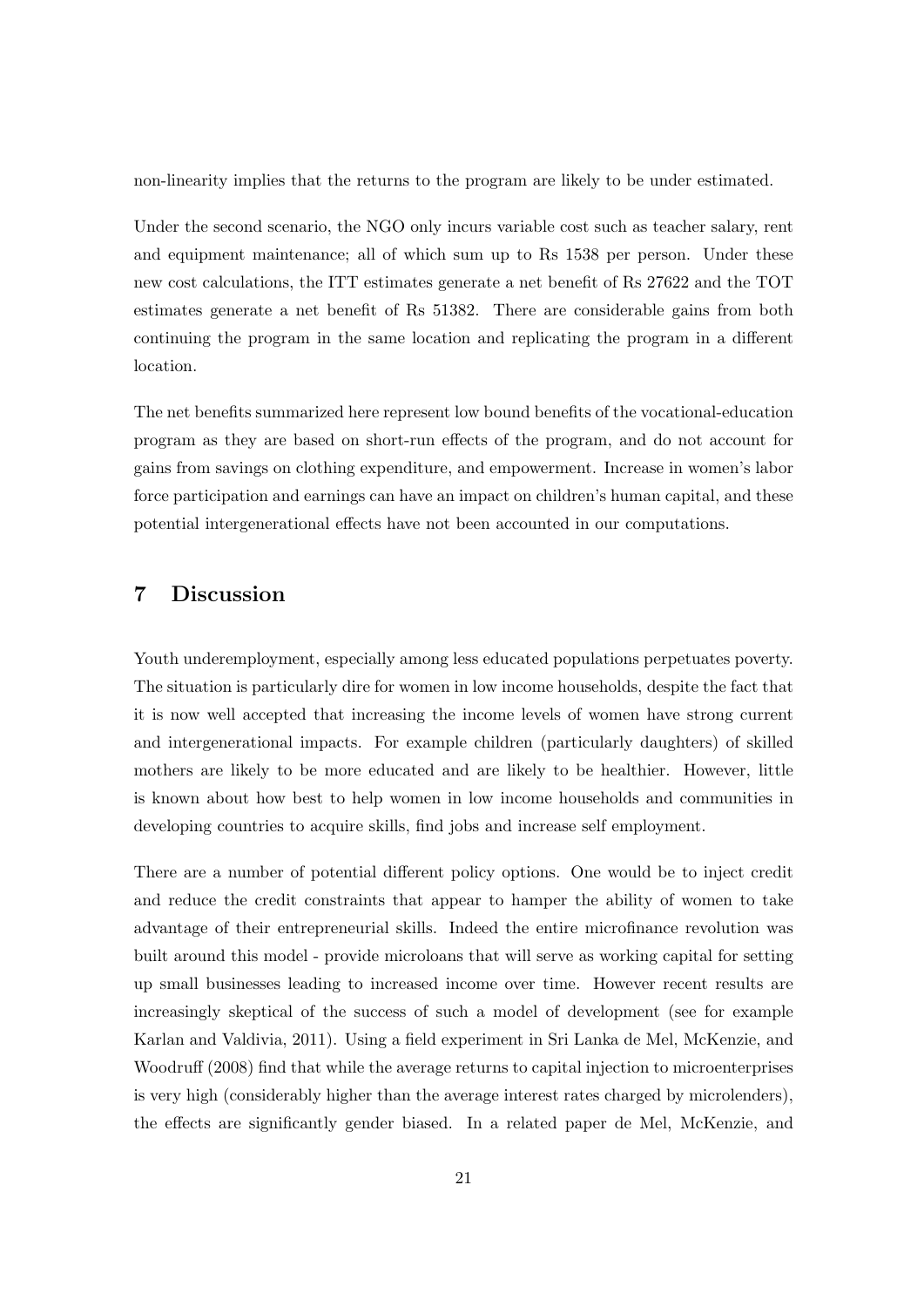non-linearity implies that the returns to the program are likely to be under estimated.

Under the second scenario, the NGO only incurs variable cost such as teacher salary, rent and equipment maintenance; all of which sum up to Rs 1538 per person. Under these new cost calculations, the ITT estimates generate a net benefit of Rs 27622 and the TOT estimates generate a net benefit of Rs 51382. There are considerable gains from both continuing the program in the same location and replicating the program in a different location.

The net benefits summarized here represent low bound benefits of the vocational-education program as they are based on short-run effects of the program, and do not account for gains from savings on clothing expenditure, and empowerment. Increase in women's labor force participation and earnings can have an impact on children's human capital, and these potential intergenerational effects have not been accounted in our computations.

## 7 Discussion

Youth underemployment, especially among less educated populations perpetuates poverty. The situation is particularly dire for women in low income households, despite the fact that it is now well accepted that increasing the income levels of women have strong current and intergenerational impacts. For example children (particularly daughters) of skilled mothers are likely to be more educated and are likely to be healthier. However, little is known about how best to help women in low income households and communities in developing countries to acquire skills, find jobs and increase self employment.

There are a number of potential different policy options. One would be to inject credit and reduce the credit constraints that appear to hamper the ability of women to take advantage of their entrepreneurial skills. Indeed the entire microfinance revolution was built around this model - provide microloans that will serve as working capital for setting up small businesses leading to increased income over time. However recent results are increasingly skeptical of the success of such a model of development (see for example Karlan and Valdivia, 2011). Using a field experiment in Sri Lanka de Mel, McKenzie, and Woodruff (2008) find that while the average returns to capital injection to microenterprises is very high (considerably higher than the average interest rates charged by microlenders), the effects are significantly gender biased. In a related paper de Mel, McKenzie, and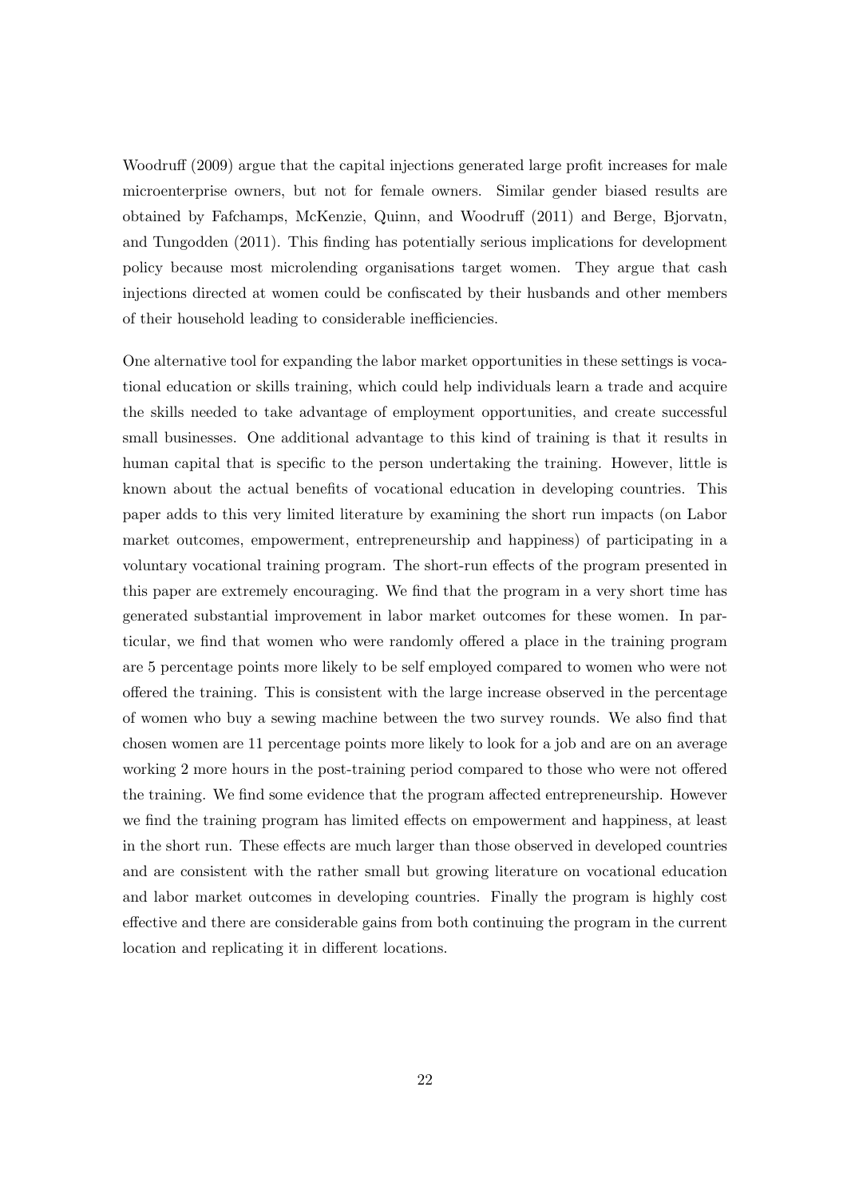Woodruff (2009) argue that the capital injections generated large profit increases for male microenterprise owners, but not for female owners. Similar gender biased results are obtained by Fafchamps, McKenzie, Quinn, and Woodruff (2011) and Berge, Bjorvatn, and Tungodden (2011). This finding has potentially serious implications for development policy because most microlending organisations target women. They argue that cash injections directed at women could be confiscated by their husbands and other members of their household leading to considerable inefficiencies.

One alternative tool for expanding the labor market opportunities in these settings is vocational education or skills training, which could help individuals learn a trade and acquire the skills needed to take advantage of employment opportunities, and create successful small businesses. One additional advantage to this kind of training is that it results in human capital that is specific to the person undertaking the training. However, little is known about the actual benefits of vocational education in developing countries. This paper adds to this very limited literature by examining the short run impacts (on Labor market outcomes, empowerment, entrepreneurship and happiness) of participating in a voluntary vocational training program. The short-run effects of the program presented in this paper are extremely encouraging. We find that the program in a very short time has generated substantial improvement in labor market outcomes for these women. In particular, we find that women who were randomly offered a place in the training program are 5 percentage points more likely to be self employed compared to women who were not offered the training. This is consistent with the large increase observed in the percentage of women who buy a sewing machine between the two survey rounds. We also find that chosen women are 11 percentage points more likely to look for a job and are on an average working 2 more hours in the post-training period compared to those who were not offered the training. We find some evidence that the program affected entrepreneurship. However we find the training program has limited effects on empowerment and happiness, at least in the short run. These effects are much larger than those observed in developed countries and are consistent with the rather small but growing literature on vocational education and labor market outcomes in developing countries. Finally the program is highly cost effective and there are considerable gains from both continuing the program in the current location and replicating it in different locations.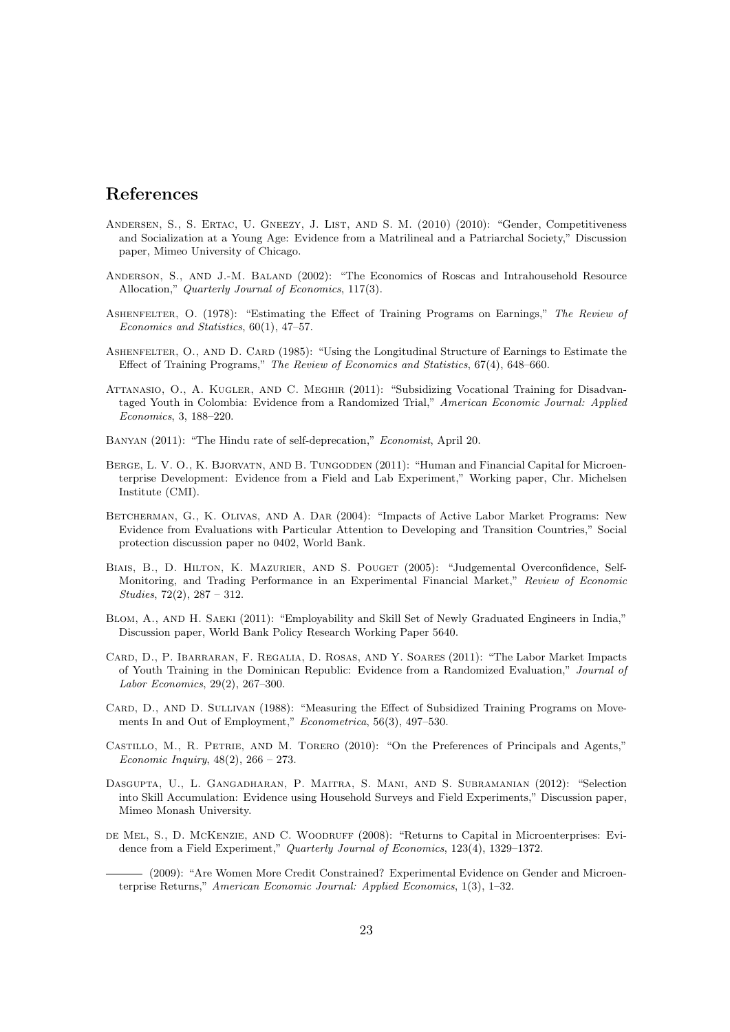# References

Andersen, S., S. Ertac, U. Gneezy, J. List, and S. M. (2010) (2010): "Gender, Competitiveness and Socialization at a Young Age: Evidence from a Matrilineal and a Patriarchal Society," Discussion paper, Mimeo University of Chicago.

Anderson, S., and J.-M. Baland (2002): "The Economics of Roscas and Intrahousehold Resource Allocation," *Quarterly Journal of Economics*, 117(3).

Ashenfelter, O. (1978): "Estimating the Effect of Training Programs on Earnings," *The Review of Economics and Statistics*, 60(1), 47–57.

Ashenfelter, O., and D. Card (1985): "Using the Longitudinal Structure of Earnings to Estimate the Effect of Training Programs," *The Review of Economics and Statistics*, 67(4), 648–660.

Attanasio, O., A. Kugler, and C. Meghir (2011): "Subsidizing Vocational Training for Disadvantaged Youth in Colombia: Evidence from a Randomized Trial," *American Economic Journal: Applied Economics*, 3, 188–220.

Banyan (2011): "The Hindu rate of self-deprecation," *Economist*, April 20.

Berge, L. V. O., K. Bjorvatn, and B. Tungodden (2011): "Human and Financial Capital for Microenterprise Development: Evidence from a Field and Lab Experiment," Working paper, Chr. Michelsen Institute (CMI).

Betcherman, G., K. Olivas, and A. Dar (2004): "Impacts of Active Labor Market Programs: New Evidence from Evaluations with Particular Attention to Developing and Transition Countries," Social protection discussion paper no 0402, World Bank.

Biais, B., D. Hilton, K. Mazurier, and S. Pouget (2005): "Judgemental Overconfidence, Self-Monitoring, and Trading Performance in an Experimental Financial Market," *Review of Economic Studies*, 72(2), 287 – 312.

Blom, A., and H. Saeki (2011): "Employability and Skill Set of Newly Graduated Engineers in India," Discussion paper, World Bank Policy Research Working Paper 5640.

Card, D., P. Ibarraran, F. Regalia, D. Rosas, and Y. Soares (2011): "The Labor Market Impacts of Youth Training in the Dominican Republic: Evidence from a Randomized Evaluation," *Journal of Labor Economics*, 29(2), 267–300.

Card, D., and D. Sullivan (1988): "Measuring the Effect of Subsidized Training Programs on Movements In and Out of Employment," *Econometrica*, 56(3), 497–530.

Castillo, M., R. Petrie, and M. Torero (2010): "On the Preferences of Principals and Agents," *Economic Inquiry*, 48(2), 266 – 273.

Dasgupta, U., L. Gangadharan, P. Maitra, S. Mani, and S. Subramanian (2012): "Selection into Skill Accumulation: Evidence using Household Surveys and Field Experiments," Discussion paper, Mimeo Monash University.

de Mel, S., D. McKenzie, and C. Woodruff (2008): "Returns to Capital in Microenterprises: Evidence from a Field Experiment," *Quarterly Journal of Economics*, 123(4), 1329–1372.

——— (2009): "Are Women More Credit Constrained? Experimental Evidence on Gender and Microenterprise Returns," *American Economic Journal: Applied Economics*, 1(3), 1–32.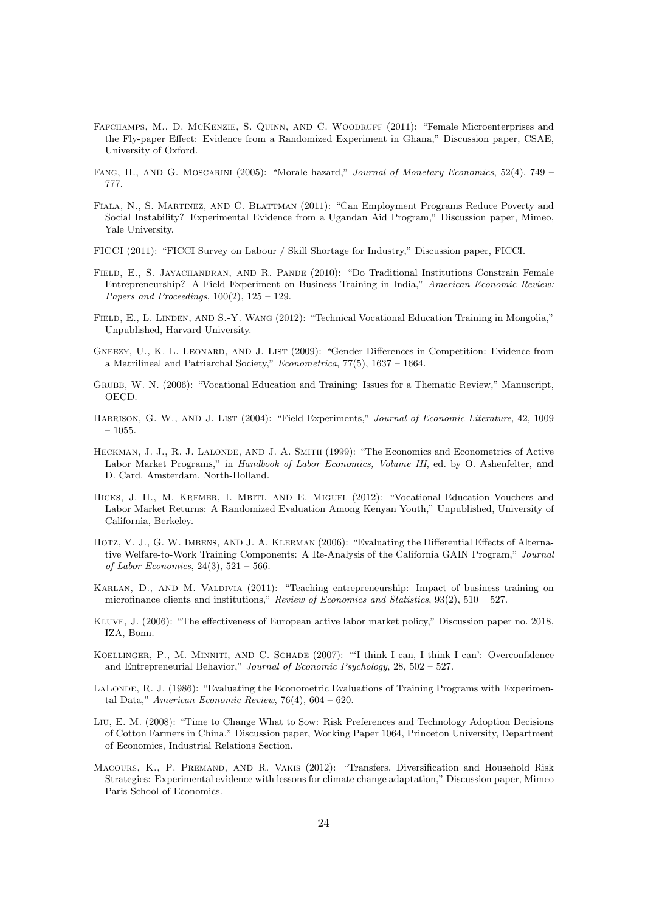Fafchamps, M., D. McKenzie, S. Quinn, and C. Woodruff (2011): "Female Microenterprises and the Fly-paper Effect: Evidence from a Randomized Experiment in Ghana," Discussion paper, CSAE, University of Oxford.

Fang, H., and G. Moscarini (2005): "Morale hazard," *Journal of Monetary Economics*, 52(4), 749 – 777.

Fiala, N., S. Martinez, and C. Blattman (2011): "Can Employment Programs Reduce Poverty and Social Instability? Experimental Evidence from a Ugandan Aid Program," Discussion paper, Mimeo, Yale University.

FICCI (2011): "FICCI Survey on Labour / Skill Shortage for Industry," Discussion paper, FICCI.

Field, E., S. Jayachandran, and R. Pande (2010): "Do Traditional Institutions Constrain Female Entrepreneurship? A Field Experiment on Business Training in India," *American Economic Review: Papers and Proceedings*, 100(2), 125 – 129.

Field, E., L. Linden, and S.-Y. Wang (2012): "Technical Vocational Education Training in Mongolia," Unpublished, Harvard University.

Gneezy, U., K. L. Leonard, and J. List (2009): "Gender Differences in Competition: Evidence from a Matrilineal and Patriarchal Society," *Econometrica*, 77(5), 1637 – 1664.

Grubb, W. N. (2006): "Vocational Education and Training: Issues for a Thematic Review," Manuscript, OECD.

Harrison, G. W., and J. List (2004): "Field Experiments," *Journal of Economic Literature*, 42, 1009 – 1055.

Heckman, J. J., R. J. Lalonde, and J. A. Smith (1999): "The Economics and Econometrics of Active Labor Market Programs," in *Handbook of Labor Economics, Volume III*, ed. by O. Ashenfelter, and D. Card. Amsterdam, North-Holland.

Hicks, J. H., M. Kremer, I. Mbiti, and E. Miguel (2012): "Vocational Education Vouchers and Labor Market Returns: A Randomized Evaluation Among Kenyan Youth," Unpublished, University of California, Berkeley.

Hotz, V. J., G. W. Imbens, and J. A. Klerman (2006): "Evaluating the Differential Effects of Alternative Welfare-to-Work Training Components: A Re-Analysis of the California GAIN Program," *Journal of Labor Economics*, 24(3), 521 – 566.

Karlan, D., and M. Valdivia (2011): "Teaching entrepreneurship: Impact of business training on microfinance clients and institutions," *Review of Economics and Statistics*, 93(2), 510 – 527.

Kluve, J. (2006): "The effectiveness of European active labor market policy," Discussion paper no. 2018, IZA, Bonn.

Koellinger, P., M. Minniti, and C. Schade (2007): "'I think I can, I think I can': Overconfidence and Entrepreneurial Behavior," *Journal of Economic Psychology*, 28, 502 – 527.

LaLonde, R. J. (1986): "Evaluating the Econometric Evaluations of Training Programs with Experimental Data," *American Economic Review*, 76(4), 604 – 620.

Liu, E. M. (2008): "Time to Change What to Sow: Risk Preferences and Technology Adoption Decisions of Cotton Farmers in China," Discussion paper, Working Paper 1064, Princeton University, Department of Economics, Industrial Relations Section.

Macours, K., P. Premand, and R. Vakis (2012): "Transfers, Diversification and Household Risk Strategies: Experimental evidence with lessons for climate change adaptation," Discussion paper, Mimeo Paris School of Economics.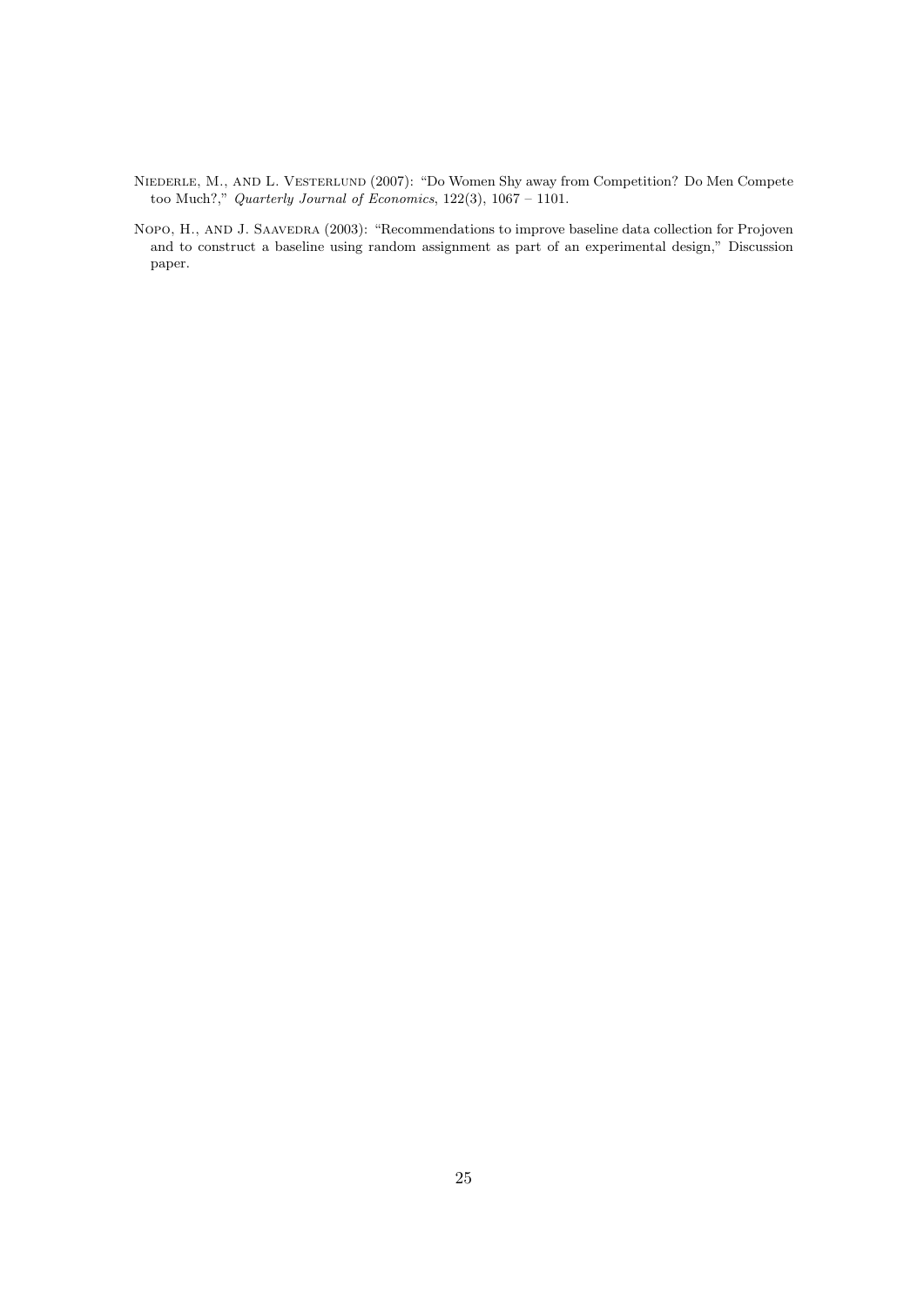Niederle, M., and L. Vesterlund (2007): "Do Women Shy away from Competition? Do Men Compete too Much?," *Quarterly Journal of Economics*, 122(3), 1067 – 1101.

Nopo, H., and J. Saavedra (2003): "Recommendations to improve baseline data collection for Projoven and to construct a baseline using random assignment as part of an experimental design," Discussion paper.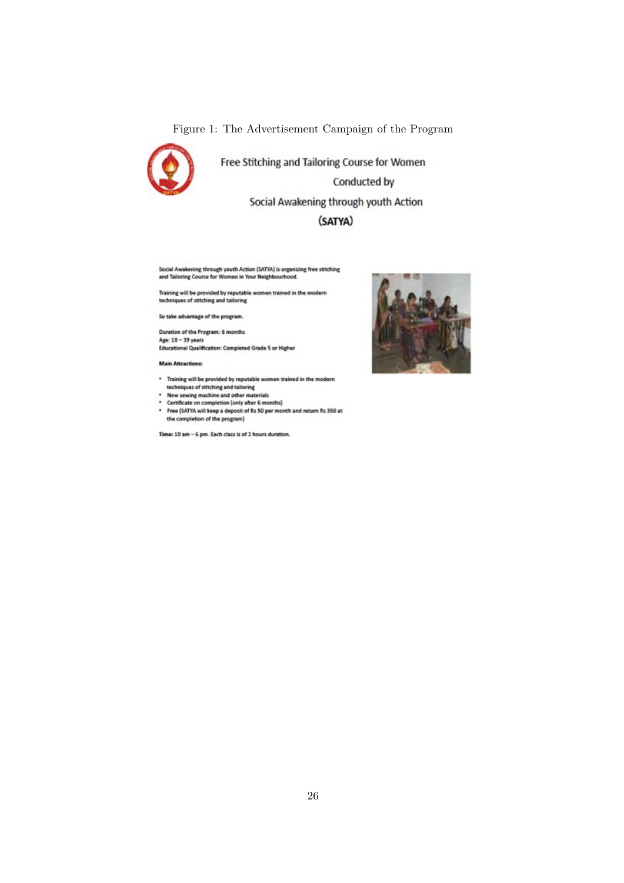Figure 1: The Advertisement Campaign of the Program

Free Stitching and Tailoring Course for Women

Conducted by

Social Awakening through youth Action

(SATYA)

Social Awakening through youth Action (SATYA) is organizing free stitching and Tailoring Course for Women in Your Neighbourhood.

Training will be provided by reputable women trained in the modern techniques of stitching and tailoring

So take advantage of the program.

Duration of the Program: 6 months
Age: 18 – 39 years
Educational Qualification: Completed Grade 5 or Higher

**Main Attractions:**

- Training will be provided by reputable women trained in the modern techniques of stitching and tailoring
- New sewing machine and other materials
- Certificate on completion (only after 6 months)
- Free (SATYA will keep a deposit of Rs 50 per month and return Rs 350 at the completion of the program)

**Time:** 10 am – 6 pm. Each class is of 2 hours duration.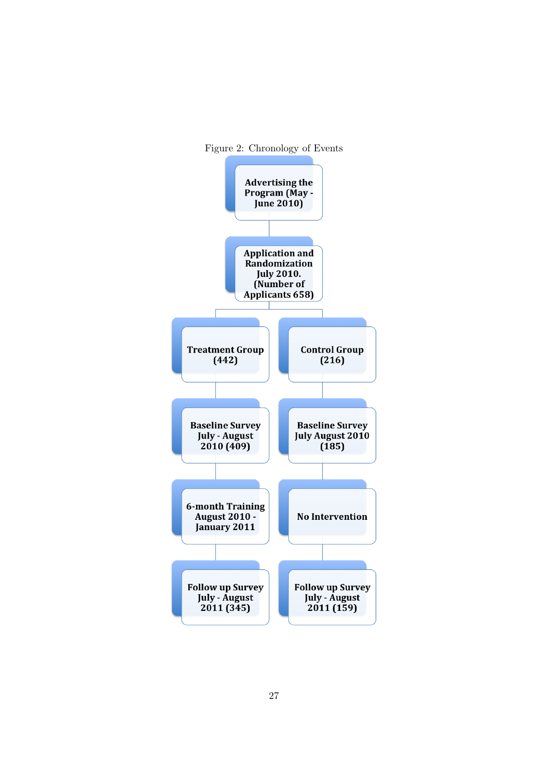Figure 2: Chronology of Events

**Advertising the Program (May - June 2010)**

**Application and Randomization July 2010. (Number of Applicants 658)**

| Treatment Group | Control Group |
|---|---|
| **Treatment Group (442)** | **Control Group (216)** |
| **Baseline Survey July - August 2010 (409)** | **Baseline Survey July August 2010 (185)** |
| **6-month Training August 2010 - January 2011** | **No Intervention** |
| **Follow up Survey July - August 2011 (345)** | **Follow up Survey July - August 2011 (159)** |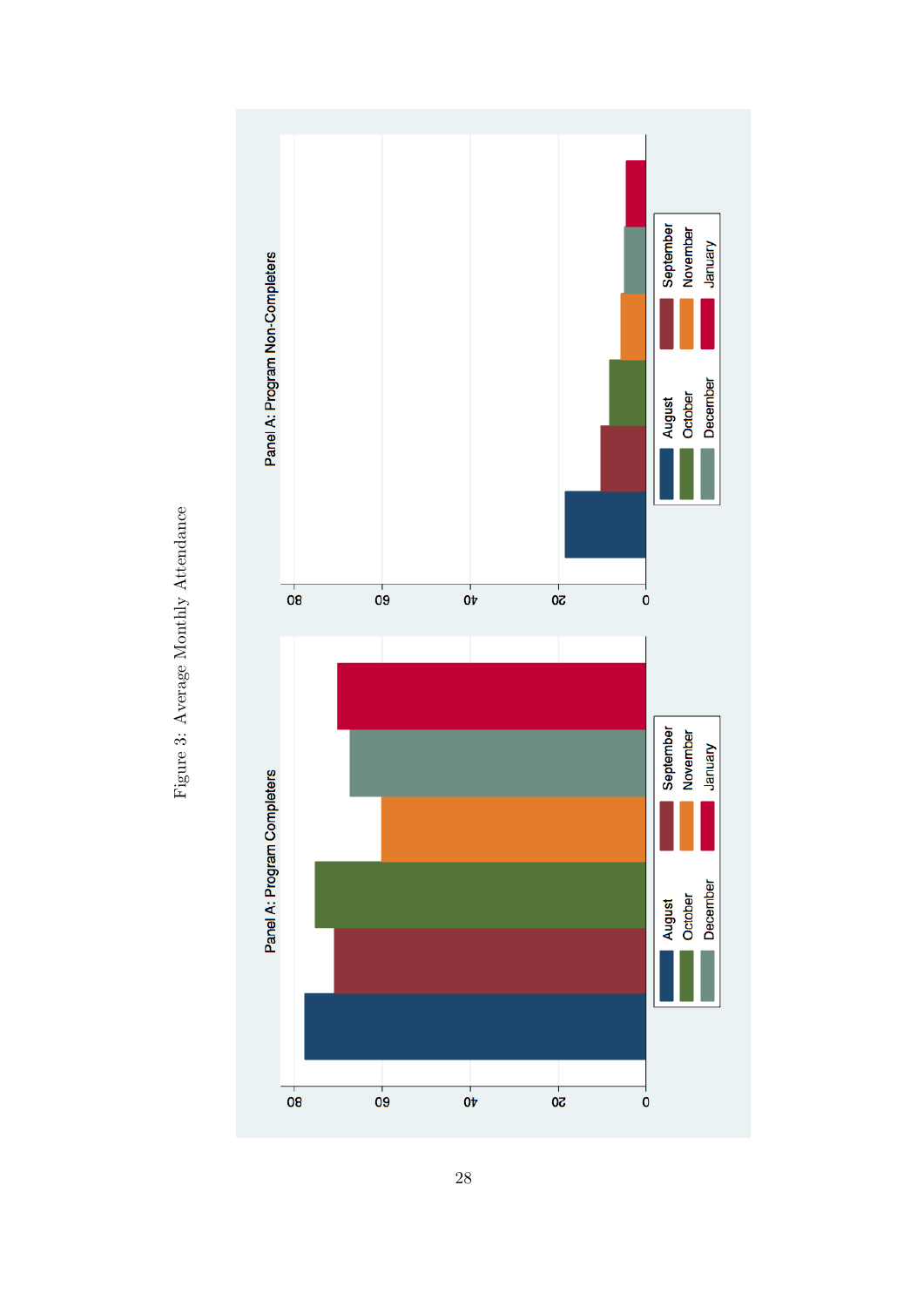Figure 3: Average Monthly Attendance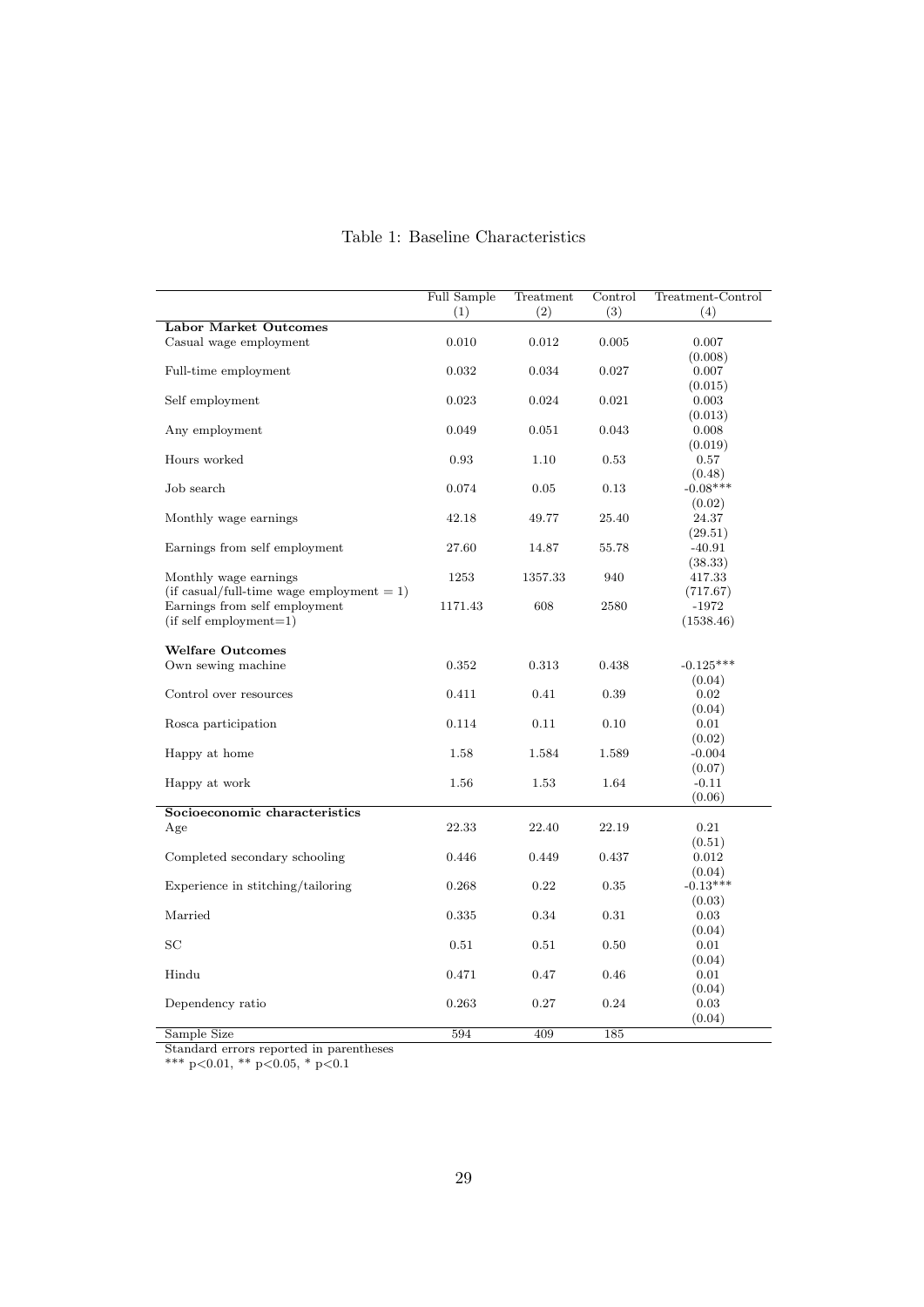Table 1: Baseline Characteristics

| | Full Sample | Treatment | Control | Treatment-Control |
|---|---|---|---|---|
| | (1) | (2) | (3) | (4) |
| **Labor Market Outcomes** | | | | |
| Casual wage employment | 0.010 | 0.012 | 0.005 | 0.007 |
| | | | | (0.008) |
| Full-time employment | 0.032 | 0.034 | 0.027 | 0.007 |
| | | | | (0.015) |
| Self employment | 0.023 | 0.024 | 0.021 | 0.003 |
| | | | | (0.013) |
| Any employment | 0.049 | 0.051 | 0.043 | 0.008 |
| | | | | (0.019) |
| Hours worked | 0.93 | 1.10 | 0.53 | 0.57 |
| | | | | (0.48) |
| Job search | 0.074 | 0.05 | 0.13 | -0.08*** |
| | | | | (0.02) |
| Monthly wage earnings | 42.18 | 49.77 | 25.40 | 24.37 |
| | | | | (29.51) |
| Earnings from self employment | 27.60 | 14.87 | 55.78 | -40.91 |
| | | | | (38.33) |
| Monthly wage earnings | 1253 | 1357.33 | 940 | 417.33 |
| (if casual/full-time wage employment = 1) | | | | (717.67) |
| Earnings from self employment | 1171.43 | 608 | 2580 | -1972 |
| (if self employment=1) | | | | (1538.46) |
| **Welfare Outcomes** | | | | |
| Own sewing machine | 0.352 | 0.313 | 0.438 | -0.125*** |
| | | | | (0.04) |
| Control over resources | 0.411 | 0.41 | 0.39 | 0.02 |
| | | | | (0.04) |
| Rosca participation | 0.114 | 0.11 | 0.10 | 0.01 |
| | | | | (0.02) |
| Happy at home | 1.58 | 1.584 | 1.589 | -0.004 |
| | | | | (0.07) |
| Happy at work | 1.56 | 1.53 | 1.64 | -0.11 |
| | | | | (0.06) |
| **Socioeconomic characteristics** | | | | |
| Age | 22.33 | 22.40 | 22.19 | 0.21 |
| | | | | (0.51) |
| Completed secondary schooling | 0.446 | 0.449 | 0.437 | 0.012 |
| | | | | (0.04) |
| Experience in stitching/tailoring | 0.268 | 0.22 | 0.35 | -0.13*** |
| | | | | (0.03) |
| Married | 0.335 | 0.34 | 0.31 | 0.03 |
| | | | | (0.04) |
| SC | 0.51 | 0.51 | 0.50 | 0.01 |
| | | | | (0.04) |
| Hindu | 0.471 | 0.47 | 0.46 | 0.01 |
| | | | | (0.04) |
| Dependency ratio | 0.263 | 0.27 | 0.24 | 0.03 |
| | | | | (0.04) |
| Sample Size | 594 | 409 | 185 | |

Standard errors reported in parentheses
*** p<0.01, ** p<0.05, * p<0.1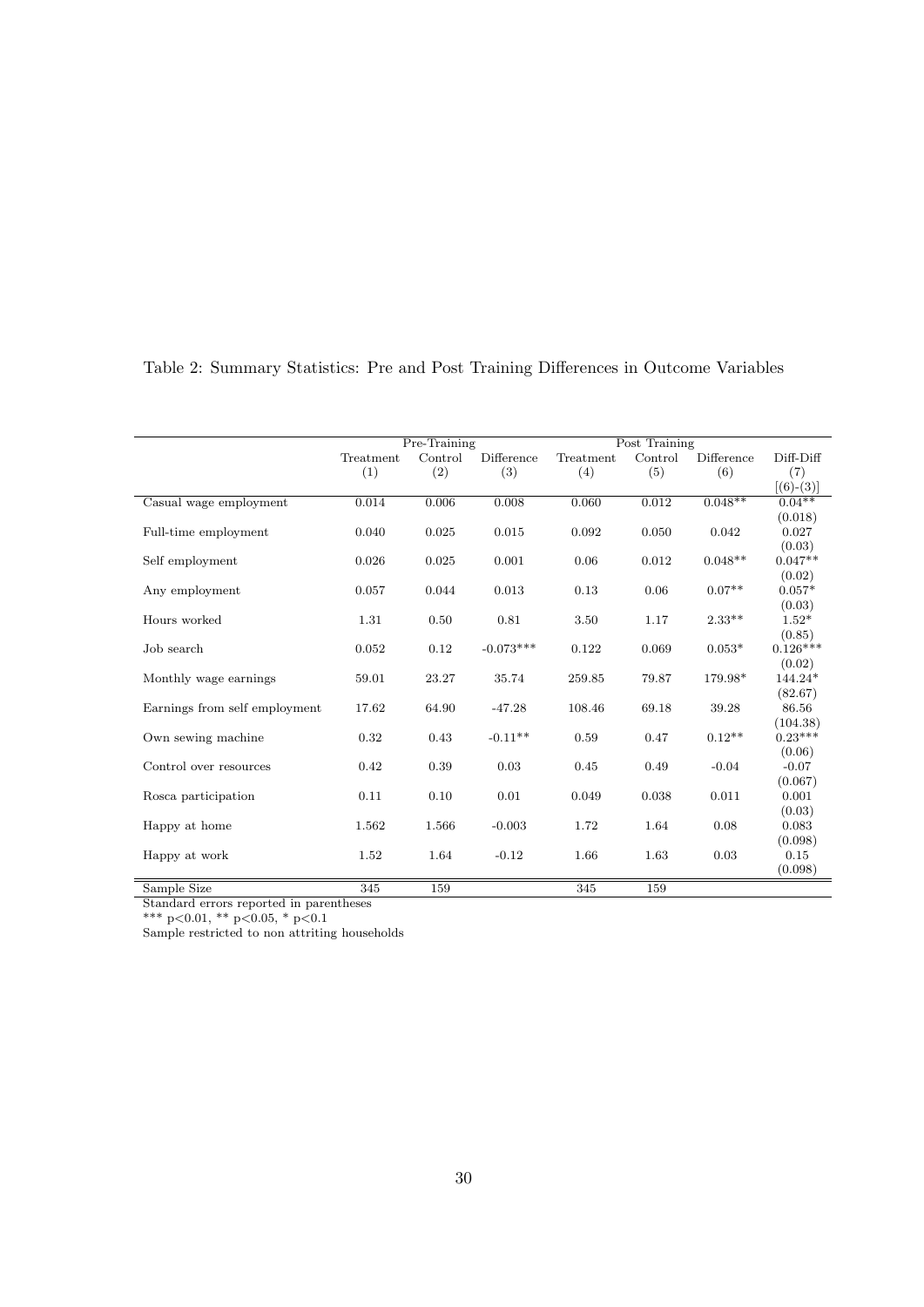Table 2: Summary Statistics: Pre and Post Training Differences in Outcome Variables

| | Pre-Training | | | Post Training | | | |
|---|---|---|---|---|---|---|---|
| | Treatment | Control | Difference | Treatment | Control | Difference | Diff-Diff |
| | (1) | (2) | (3) | (4) | (5) | (6) | (7) |
| | | | | | | | [(6)-(3)] |
| Casual wage employment | 0.014 | 0.006 | 0.008 | 0.060 | 0.012 | 0.048** | 0.04** |
| | | | | | | | (0.018) |
| Full-time employment | 0.040 | 0.025 | 0.015 | 0.092 | 0.050 | 0.042 | 0.027 |
| | | | | | | | (0.03) |
| Self employment | 0.026 | 0.025 | 0.001 | 0.06 | 0.012 | 0.048** | 0.047** |
| | | | | | | | (0.02) |
| Any employment | 0.057 | 0.044 | 0.013 | 0.13 | 0.06 | 0.07** | 0.057* |
| | | | | | | | (0.03) |
| Hours worked | 1.31 | 0.50 | 0.81 | 3.50 | 1.17 | 2.33** | 1.52* |
| | | | | | | | (0.85) |
| Job search | 0.052 | 0.12 | -0.073*** | 0.122 | 0.069 | 0.053* | 0.126*** |
| | | | | | | | (0.02) |
| Monthly wage earnings | 59.01 | 23.27 | 35.74 | 259.85 | 79.87 | 179.98* | 144.24* |
| | | | | | | | (82.67) |
| Earnings from self employment | 17.62 | 64.90 | -47.28 | 108.46 | 69.18 | 39.28 | 86.56 |
| | | | | | | | (104.38) |
| Own sewing machine | 0.32 | 0.43 | -0.11** | 0.59 | 0.47 | 0.12** | 0.23*** |
| | | | | | | | (0.06) |
| Control over resources | 0.42 | 0.39 | 0.03 | 0.45 | 0.49 | -0.04 | -0.07 |
| | | | | | | | (0.067) |
| Rosca participation | 0.11 | 0.10 | 0.01 | 0.049 | 0.038 | 0.011 | 0.001 |
| | | | | | | | (0.03) |
| Happy at home | 1.562 | 1.566 | -0.003 | 1.72 | 1.64 | 0.08 | 0.083 |
| | | | | | | | (0.098) |
| Happy at work | 1.52 | 1.64 | -0.12 | 1.66 | 1.63 | 0.03 | 0.15 |
| | | | | | | | (0.098) |
| Sample Size | 345 | 159 | | 345 | 159 | | |

Standard errors reported in parentheses

*** p<0.01, ** p<0.05, * p<0.1

Sample restricted to non attriting households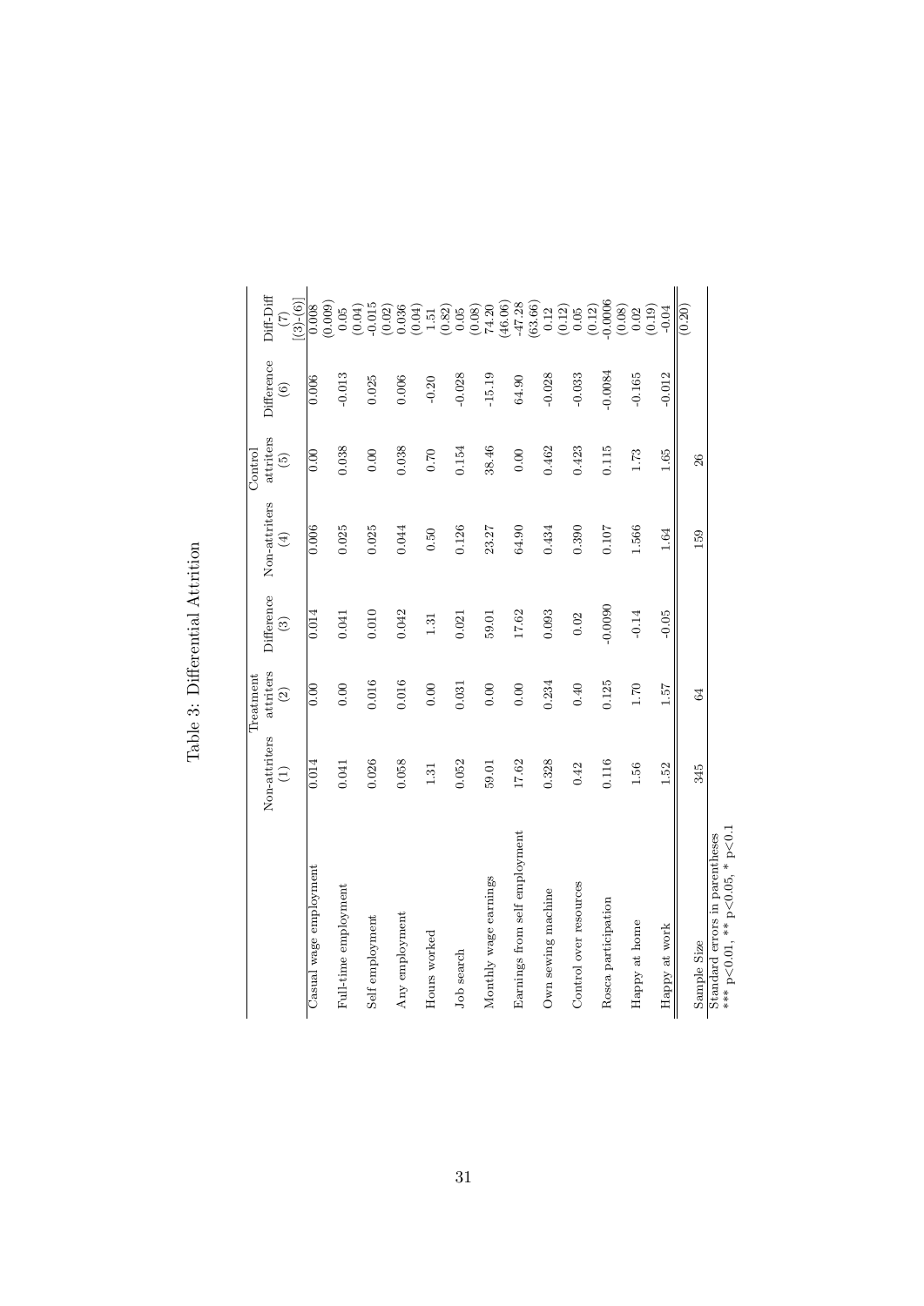# Table 3: Differential Attrition

| | Treatment | | | Control | | | |
|---|---|---|---|---|---|---|---|
| | Non-attriters | attriters | Difference | Non-attriters | attriters | Difference | Diff-Diff |
| | (1) | (2) | (3) | (4) | (5) | (6) | (7) [(3)-(6)] |
| Casual wage employment | 0.014 | 0.00 | 0.014 | 0.006 | 0.00 | 0.006 | 0.008 |
| | | | | | | | (0.009) |
| Full-time employment | 0.041 | 0.00 | 0.041 | 0.025 | 0.038 | -0.013 | 0.05 |
| | | | | | | | (0.04) |
| Self employment | 0.026 | 0.016 | 0.010 | 0.025 | 0.00 | 0.025 | -0.015 |
| | | | | | | | (0.02) |
| Any employment | 0.058 | 0.016 | 0.042 | 0.044 | 0.038 | 0.006 | 0.036 |
| | | | | | | | (0.04) |
| Hours worked | 1.31 | 0.00 | 1.31 | 0.50 | 0.70 | -0.20 | 1.51 |
| | | | | | | | (0.82) |
| Job search | 0.052 | 0.031 | 0.021 | 0.126 | 0.154 | -0.028 | 0.05 |
| | | | | | | | (0.08) |
| Monthly wage earnings | 59.01 | 0.00 | 59.01 | 23.27 | 38.46 | -15.19 | 74.20 |
| | | | | | | | (46.06) |
| Earnings from self employment | 17.62 | 0.00 | 17.62 | 64.90 | 0.00 | 64.90 | -47.28 |
| | | | | | | | (63.66) |
| Own sewing machine | 0.328 | 0.234 | 0.093 | 0.434 | 0.462 | -0.028 | 0.12 |
| | | | | | | | (0.12) |
| Control over resources | 0.42 | 0.40 | 0.02 | 0.390 | 0.423 | -0.033 | 0.05 |
| | | | | | | | (0.12) |
| Rosca participation | 0.116 | 0.125 | -0.0090 | 0.107 | 0.115 | -0.0084 | -0.0006 |
| | | | | | | | (0.08) |
| Happy at home | 1.56 | 1.70 | -0.14 | 1.566 | 1.73 | -0.165 | 0.02 |
| | | | | | | | (0.19) |
| Happy at work | 1.52 | 1.57 | -0.05 | 1.64 | 1.65 | -0.012 | -0.04 |
| | | | | | | | (0.20) |
| Sample Size | 345 | 64 | | 159 | 26 | | |

Standard errors in parentheses
*** p<0.01, ** p<0.05, * p<0.1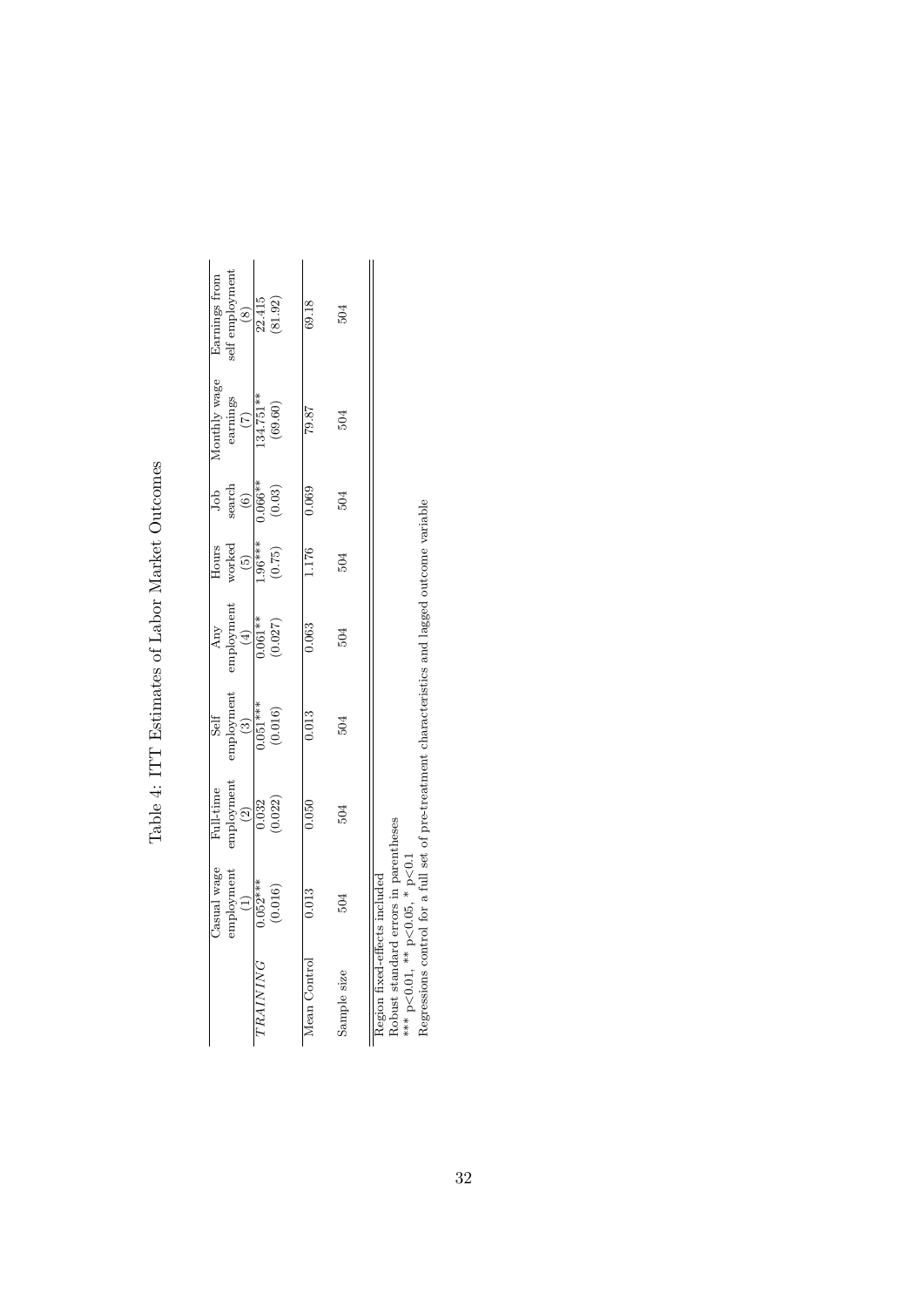Table 4: ITT Estimates of Labor Market Outcomes

| | Casual wage employment | Full-time employment | Self employment | Any employment | Hours worked | Job search | Monthly wage earnings | Earnings from self employment |
|---|---|---|---|---|---|---|---|---|
| | (1) | (2) | (3) | (4) | (5) | (6) | (7) | (8) |
| *TRAINING* | 0.052*** | 0.032 | 0.051*** | 0.061** | 1.96*** | 0.066** | 134.751** | 22.415 |
| | (0.016) | (0.022) | (0.016) | (0.027) | (0.75) | (0.03) | (69.60) | (81.92) |
| Mean Control | 0.013 | 0.050 | 0.013 | 0.063 | 1.176 | 0.069 | 79.87 | 69.18 |
| Sample size | 504 | 504 | 504 | 504 | 504 | 504 | 504 | 504 |

Region fixed-effects included
Robust standard errors in parentheses
*** p<0.01, ** p<0.05, * p<0.1
Regressions control for a full set of pre-treatment characteristics and lagged outcome variable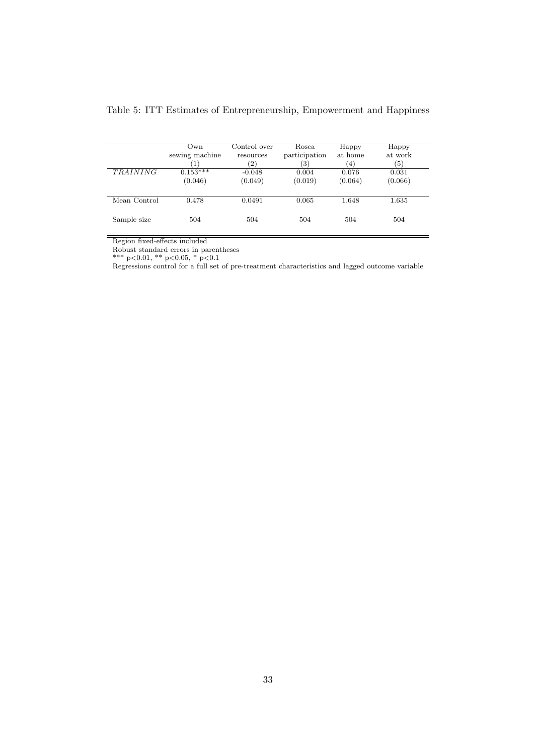Table 5: ITT Estimates of Entrepreneurship, Empowerment and Happiness

| | Own sewing machine | Control over resources | Rosca participation | Happy at home | Happy at work |
|---|---|---|---|---|---|
| | (1) | (2) | (3) | (4) | (5) |
| *TRAINING* | 0.153*** | -0.048 | 0.004 | 0.076 | 0.031 |
| | (0.046) | (0.049) | (0.019) | (0.064) | (0.066) |
| Mean Control | 0.478 | 0.0491 | 0.065 | 1.648 | 1.635 |
| Sample size | 504 | 504 | 504 | 504 | 504 |

Region fixed-effects included

Robust standard errors in parentheses

*** p<0.01, ** p<0.05, * p<0.1

Regressions control for a full set of pre-treatment characteristics and lagged outcome variable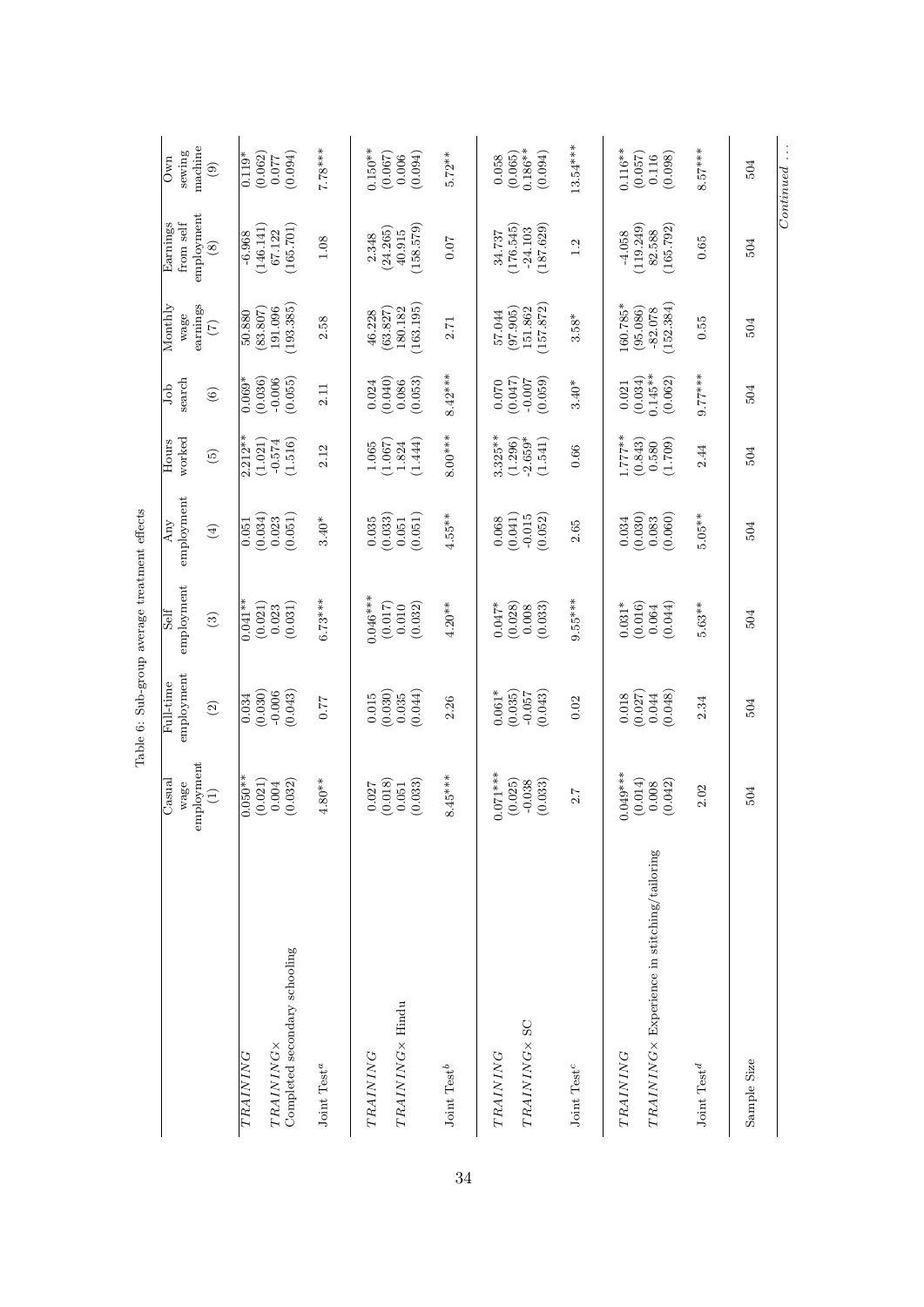Table 6: Sub-group average treatment effects

| | Casual wage employment (1) | Full-time employment (2) | Self employment (3) | Any employment (4) | Hours worked (5) | Job search (6) | Monthly wage earnings (7) | Earnings from self employment (8) | Own sewing machine (9) |
|---|---|---|---|---|---|---|---|---|---|
| *TRAINING* | 0.050** | 0.034 | 0.041** | 0.051 | 2.212** | 0.069* | 50.880 | -6.968 | 0.119* |
| | (0.021) | (0.030) | (0.021) | (0.034) | (1.021) | (0.036) | (83.807) | (146.141) | (0.062) |
| *TRAINING*× Completed secondary schooling | 0.004 | -0.006 | 0.023 | 0.023 | -0.574 | -0.006 | 191.096 | 67.122 | 0.077 |
| | (0.032) | (0.043) | (0.031) | (0.051) | (1.516) | (0.055) | (193.385) | (165.701) | (0.094) |
| Joint Test[a] | 4.80** | 0.77 | 6.73*** | 3.40* | 2.12 | 2.11 | 2.58 | 1.08 | 7.78*** |
| *TRAINING* | 0.027 | 0.015 | 0.046*** | 0.035 | 1.065 | 0.024 | 46.228 | 2.348 | 0.150** |
| | (0.018) | (0.030) | (0.017) | (0.033) | (1.067) | (0.040) | (63.827) | (24.265) | (0.067) |
| *TRAINING*× Hindu | 0.051 | 0.035 | 0.010 | 0.051 | 1.824 | 0.086 | 180.182 | 40.915 | 0.006 |
| | (0.033) | (0.044) | (0.032) | (0.051) | (1.444) | (0.053) | (163.195) | (158.579) | (0.094) |
| Joint Test[b] | 8.45*** | 2.26 | 4.20** | 4.55** | 8.00*** | 8.42*** | 2.71 | 0.07 | 5.72** |
| *TRAINING* | 0.071*** | 0.061* | 0.047* | 0.068 | 3.325** | 0.070 | 57.044 | 34.737 | 0.058 |
| | (0.025) | (0.035) | (0.028) | (0.041) | (1.296) | (0.047) | (97.905) | (176.545) | (0.065) |
| *TRAINING*× SC | -0.038 | -0.057 | 0.008 | -0.015 | -2.659* | -0.007 | 151.862 | -24.103 | 0.186** |
| | (0.033) | (0.043) | (0.033) | (0.052) | (1.541) | (0.059) | (157.872) | (187.629) | (0.094) |
| Joint Test[c] | 2.7 | 0.02 | 9.55*** | 2.65 | 0.66 | 3.40* | 3.58* | 1.2 | 13.54*** |
| *TRAINING* | 0.049*** | 0.018 | 0.031* | 0.034 | 1.777** | 0.021 | 160.785* | -4.058 | 0.116** |
| | (0.014) | (0.027) | (0.016) | (0.030) | (0.843) | (0.034) | (95.086) | (119.249) | (0.057) |
| *TRAINING*× Experience in stitching/tailoring | 0.008 | 0.044 | 0.064 | 0.083 | 0.580 | 0.145** | -82.078 | 82.588 | 0.116 |
| | (0.042) | (0.048) | (0.044) | (0.060) | (1.709) | (0.062) | (152.384) | (165.792) | (0.098) |
| Joint Test[d] | 2.02 | 2.34 | 5.63** | 5.05** | 2.44 | 9.77*** | 0.55 | 0.65 | 8.57*** |
| Sample Size | 504 | 504 | 504 | 504 | 504 | 504 | 504 | 504 | 504 |

*Continued . . .*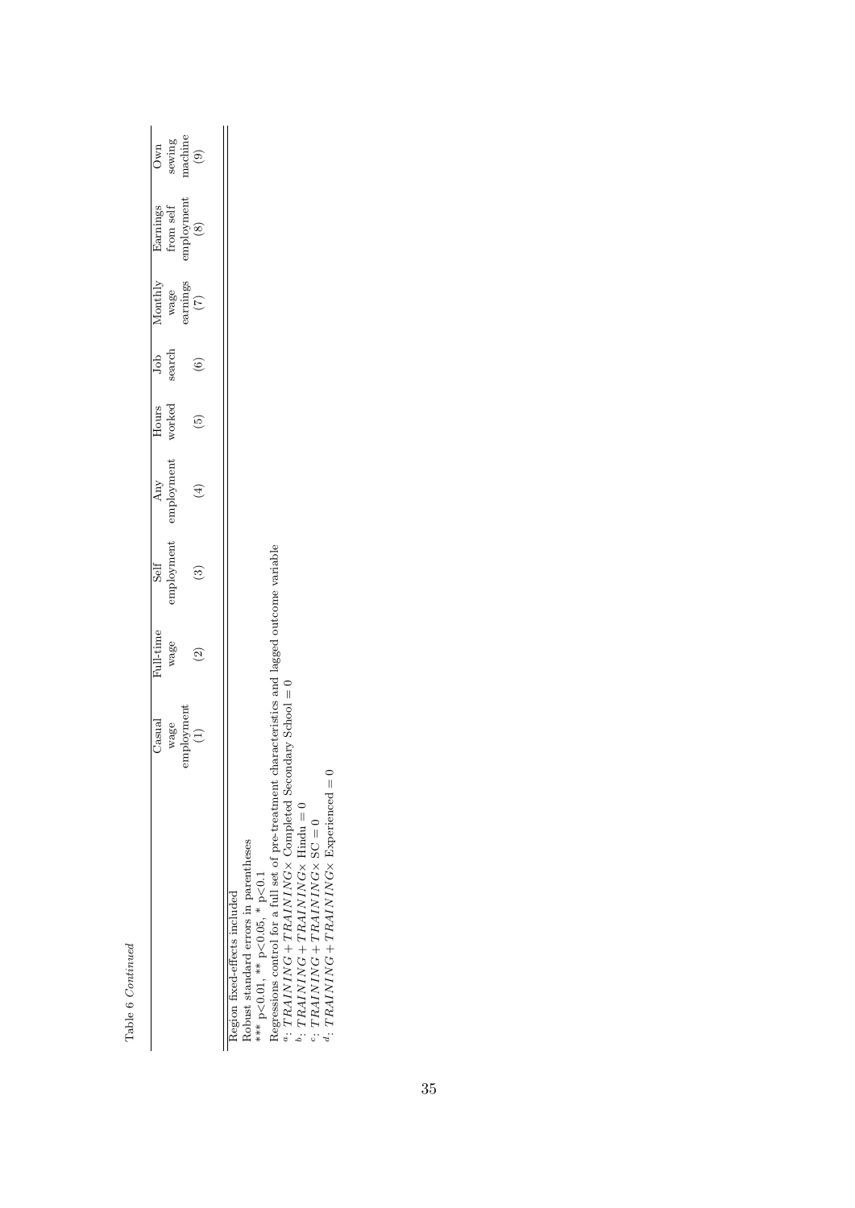Table 6 *Continued*

|  | Casual wage employment (1) | Full-time wage (2) | Self employment (3) | Any employment (4) | Hours worked (5) | Job search (6) | Monthly wage earnings (7) | Earnings from self employment (8) | Own sewing machine (9) |
|---|---|---|---|---|---|---|---|---|---|

Region fixed-effects included

Robust standard errors in parentheses

*** p<0.01, ** p<0.05, * p<0.1

Regressions control for a full set of pre-treatment characteristics and lagged outcome variable

[a]: $TRAINING + TRAINING \times$ Completed Secondary School = 0

[b]: $TRAINING + TRAINING \times$ Hindu = 0

[c]: $TRAINING + TRAINING \times$ SC = 0

[d]: $TRAINING + TRAINING \times$ Experienced = 0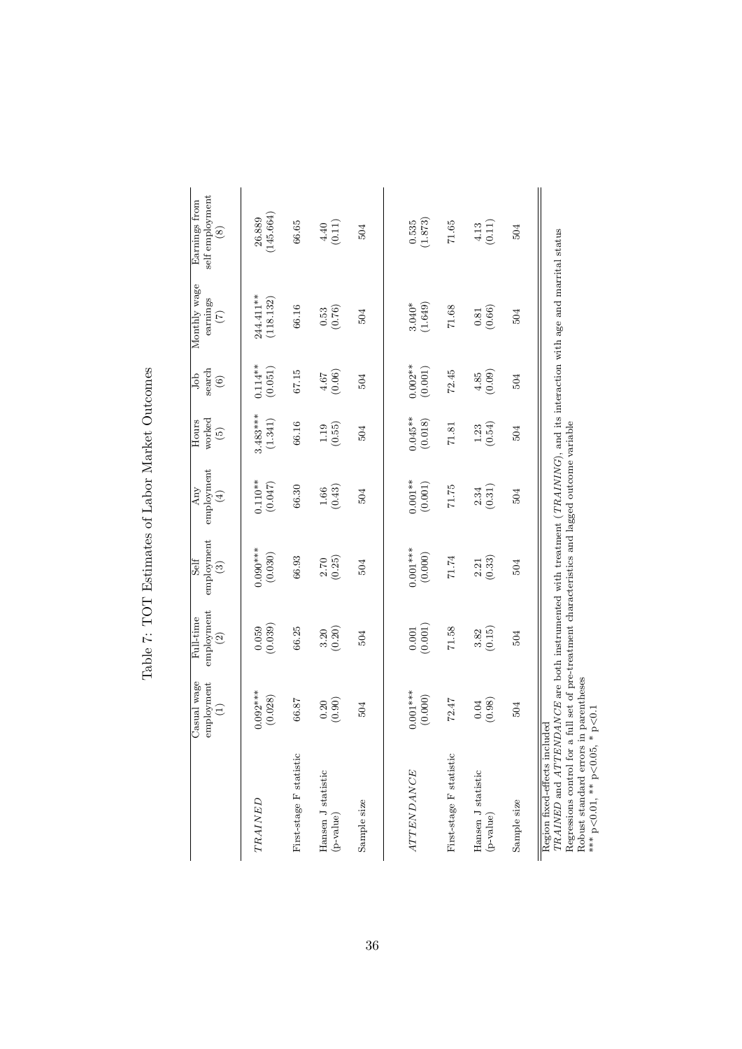# Table 7: TOT Estimates of Labor Market Outcomes

| | Casual wage employment (1) | Full-time employment (2) | Self employment (3) | Any employment (4) | Hours worked (5) | Job search (6) | Monthly wage earnings (7) | Earnings from self employment (8) |
|---|---|---|---|---|---|---|---|---|
| *TRAINED* | 0.092*** | 0.059 | 0.090*** | 0.110** | 3.483*** | 0.114** | 244.411** | 26.889 |
| | (0.028) | (0.039) | (0.030) | (0.047) | (1.341) | (0.051) | (118.132) | (145.664) |
| First-stage F statistic | 66.87 | 66.25 | 66.93 | 66.30 | 66.16 | 67.15 | 66.16 | 66.65 |
| Hansen J statistic | 0.20 | 3.20 | 2.70 | 1.66 | 1.19 | 4.67 | 0.53 | 4.40 |
| (p-value) | (0.90) | (0.20) | (0.25) | (0.43) | (0.55) | (0.06) | (0.76) | (0.11) |
| Sample size | 504 | 504 | 504 | 504 | 504 | 504 | 504 | 504 |
| *ATTENDANCE* | 0.001*** | 0.001 | 0.001*** | 0.001** | 0.045** | 0.002** | 3.040* | 0.535 |
| | (0.000) | (0.001) | (0.000) | (0.001) | (0.018) | (0.001) | (1.649) | (1.873) |
| First-stage F statistic | 72.47 | 71.58 | 71.74 | 71.75 | 71.81 | 72.45 | 71.68 | 71.65 |
| Hansen J statistic | 0.04 | 3.82 | 2.21 | 2.34 | 1.23 | 4.85 | 0.81 | 4.13 |
| (p-value) | (0.98) | (0.15) | (0.33) | (0.31) | (0.54) | (0.09) | (0.66) | (0.11) |
| Sample size | 504 | 504 | 504 | 504 | 504 | 504 | 504 | 504 |

Region fixed-effects included
*TRAINED* and *ATTENDANCE* are both instrumented with treatment (*TRAINING*), and its interaction with age and marital status
Regressions control for a full set of pre-treatment characteristics and lagged outcome variable
Robust standard errors in parentheses
*** p<0.01, ** p<0.05, * p<0.1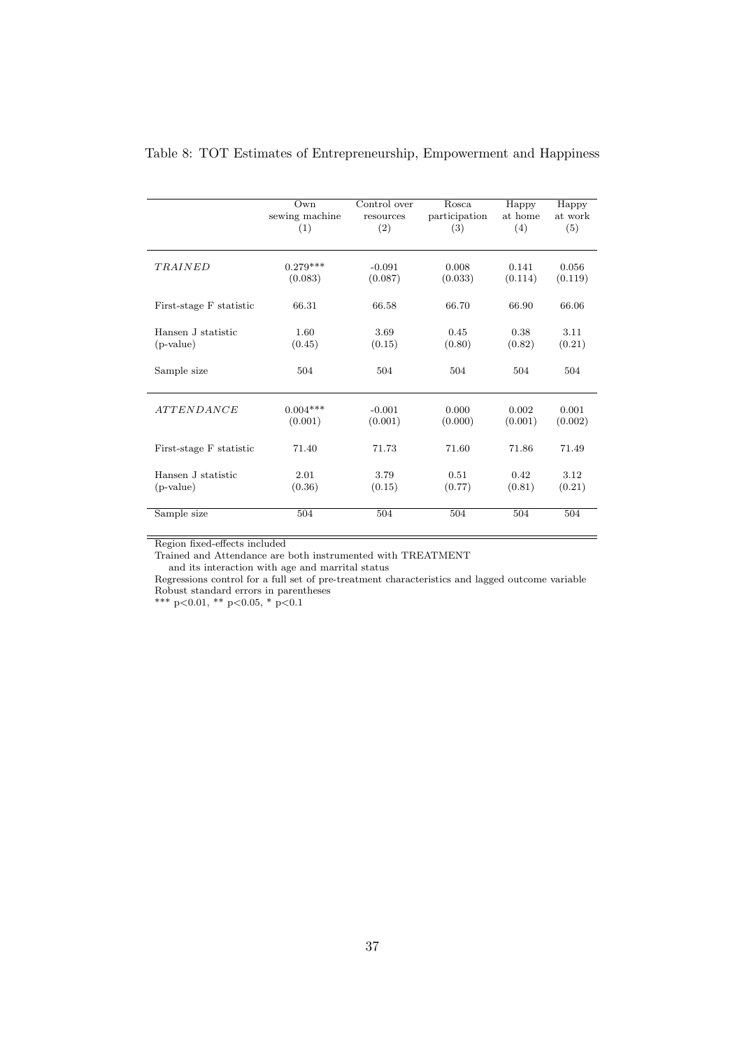Table 8: TOT Estimates of Entrepreneurship, Empowerment and Happiness

| | Own sewing machine (1) | Control over resources (2) | Rosca participation (3) | Happy at home (4) | Happy at work (5) |
|---|---|---|---|---|---|
| *TRAINED* | 0.279*** | -0.091 | 0.008 | 0.141 | 0.056 |
| | (0.083) | (0.087) | (0.033) | (0.114) | (0.119) |
| First-stage F statistic | 66.31 | 66.58 | 66.70 | 66.90 | 66.06 |
| Hansen J statistic | 1.60 | 3.69 | 0.45 | 0.38 | 3.11 |
| (p-value) | (0.45) | (0.15) | (0.80) | (0.82) | (0.21) |
| Sample size | 504 | 504 | 504 | 504 | 504 |
| *ATTENDANCE* | 0.004*** | -0.001 | 0.000 | 0.002 | 0.001 |
| | (0.001) | (0.001) | (0.000) | (0.001) | (0.002) |
| First-stage F statistic | 71.40 | 71.73 | 71.60 | 71.86 | 71.49 |
| Hansen J statistic | 2.01 | 3.79 | 0.51 | 0.42 | 3.12 |
| (p-value) | (0.36) | (0.15) | (0.77) | (0.81) | (0.21) |
| Sample size | 504 | 504 | 504 | 504 | 504 |

Region fixed-effects included

Trained and Attendance are both instrumented with TREATMENT
and its interaction with age and marrital status

Regressions control for a full set of pre-treatment characteristics and lagged outcome variable

Robust standard errors in parentheses

*** p<0.01, ** p<0.05, * p<0.1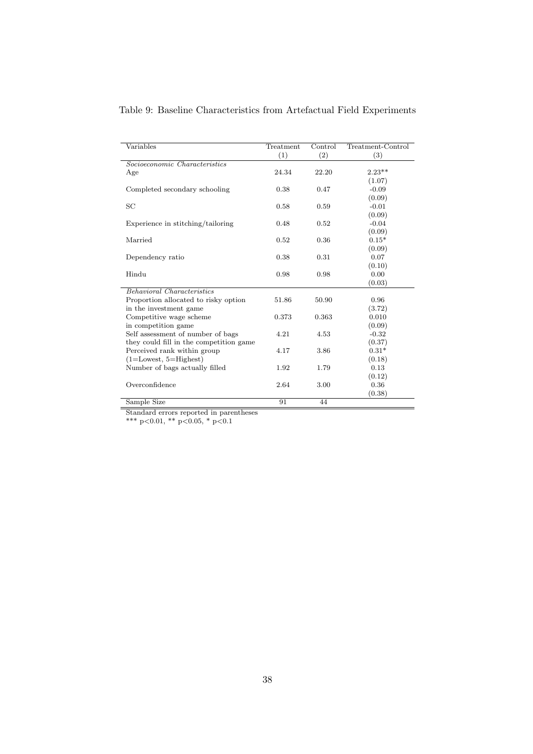Table 9: Baseline Characteristics from Artefactual Field Experiments

| Variables | Treatment (1) | Control (2) | Treatment-Control (3) |
|---|---|---|---|
| *Socioeconomic Characteristics* | | | |
| Age | 24.34 | 22.20 | 2.23** |
| | | | (1.07) |
| Completed secondary schooling | 0.38 | 0.47 | -0.09 |
| | | | (0.09) |
| SC | 0.58 | 0.59 | -0.01 |
| | | | (0.09) |
| Experience in stitching/tailoring | 0.48 | 0.52 | -0.04 |
| | | | (0.09) |
| Married | 0.52 | 0.36 | 0.15* |
| | | | (0.09) |
| Dependency ratio | 0.38 | 0.31 | 0.07 |
| | | | (0.10) |
| Hindu | 0.98 | 0.98 | 0.00 |
| | | | (0.03) |
| *Behavioral Characteristics* | | | |
| Proportion allocated to risky option in the investment game | 51.86 | 50.90 | 0.96 |
| | | | (3.72) |
| Competitive wage scheme in competition game | 0.373 | 0.363 | 0.010 |
| | | | (0.09) |
| Self assessment of number of bags they could fill in the competition game | 4.21 | 4.53 | -0.32 |
| | | | (0.37) |
| Perceived rank within group (1=Lowest, 5=Highest) | 4.17 | 3.86 | 0.31* |
| | | | (0.18) |
| Number of bags actually filled | 1.92 | 1.79 | 0.13 |
| | | | (0.12) |
| Overconfidence | 2.64 | 3.00 | 0.36 |
| | | | (0.38) |
| Sample Size | 91 | 44 | |

Standard errors reported in parentheses

*** $p<0.01$, ** $p<0.05$, * $p<0.1$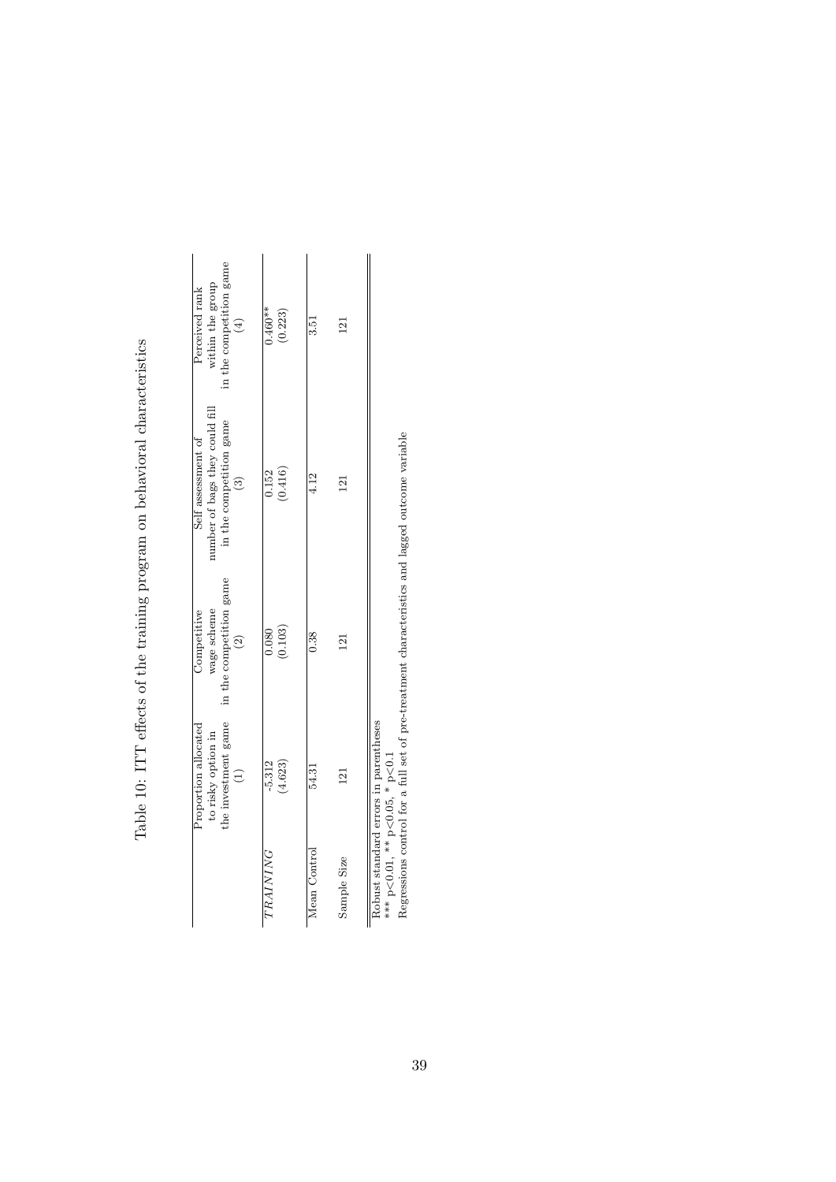Table 10: ITT effects of the training program on behavioral characteristics

| | Proportion allocated to risky option in the investment game (1) | Competitive wage scheme in the competition game (2) | Self assessment of number of bags they could fill in the competition game (3) | Perceived rank within the group in the competition game (4) |
|---|---|---|---|---|
| *TRAINING* | -5.312 | 0.080 | 0.152 | 0.460** |
| | (4.623) | (0.103) | (0.416) | (0.223) |
| Mean Control | 54.31 | 0.38 | 4.12 | 3.51 |
| Sample Size | 121 | 121 | 121 | 121 |

Robust standard errors in parentheses
*** p<0.01, ** p<0.05, * p<0.1
Regressions control for a full set of pre-treatment characteristics and lagged outcome variable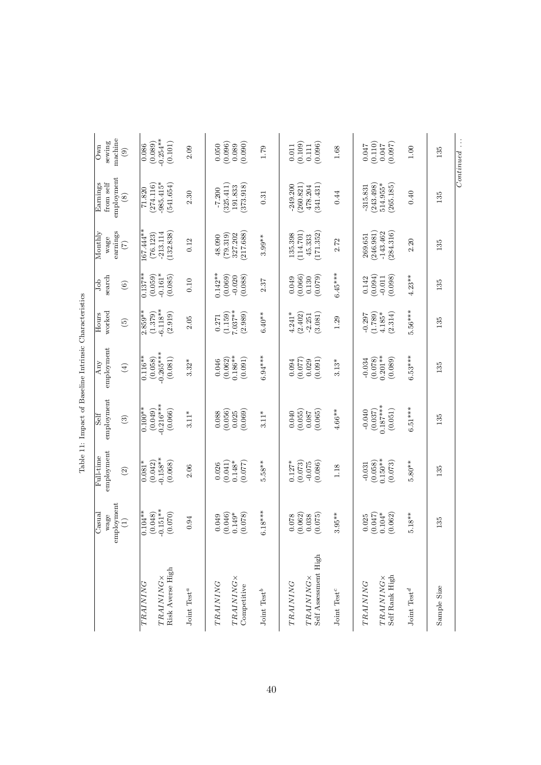Table 11: Impact of Baseline Intrinsic Characteristics

| | Casual wage employment (1) | Full-time employment (2) | Self employment (3) | Any employment (4) | Hours worked (5) | Job search (6) | Monthly wage earnings (7) | Earnings from self employment (8) | Own sewing machine (9) |
|---|---|---|---|---|---|---|---|---|---|
| *TRAINING* | 0.104** | 0.081* | 0.100** | 0.116** | 2.859** | 0.137** | 167.444** | 71.820 | 0.086 |
| | (0.048) | (0.042) | (0.049) | (0.058) | (1.379) | (0.059) | (76.123) | (274.116) | (0.089) |
| *TRAINING*× Risk Averse High | -0.151** | -0.158** | -0.216*** | -0.265*** | -6.118** | -0.161* | -213.114 | -985.415* | -0.254** |
| | (0.070) | (0.068) | (0.066) | (0.081) | (2.919) | (0.085) | (132.838) | (541.654) | (0.101) |
| Joint Test[a] | 0.94 | 2.06 | 3.11* | 3.32* | 2.05 | 0.10 | 0.12 | 2.30 | 2.09 |
| *TRAINING* | 0.049 | 0.026 | 0.088 | 0.046 | 0.271 | 0.142** | 48.090 | -7.200 | 0.050 |
| | (0.046) | (0.041) | (0.056) | (0.062) | (1.159) | (0.069) | (79.319) | (325.411) | (0.096) |
| *TRAINING*× Competitive | 0.149* | 0.148* | 0.025 | 0.186** | 7.037** | -0.020 | 327.202 | 191.833 | 0.089 |
| | (0.078) | (0.077) | (0.069) | (0.091) | (2.989) | (0.088) | (217.688) | (373.918) | (0.090) |
| Joint Test[b] | 6.18*** | 5.58** | 3.11* | 6.94*** | 6.40** | 2.37 | 3.99** | 0.31 | 1.79 |
| *TRAINING* | 0.078 | 0.127* | 0.040 | 0.094 | 4.241* | 0.049 | 135.398 | -249.200 | 0.011 |
| | (0.062) | (0.073) | (0.055) | (0.077) | (2.402) | (0.066) | (114.701) | (260.821) | (0.109) |
| *TRAINING*× Self Assessment High | 0.038 | -0.075 | 0.087 | 0.029 | -2.251 | 0.130 | 45.333 | 478.204 | 0.111 |
| | (0.075) | (0.086) | (0.065) | (0.091) | (3.081) | (0.079) | (171.352) | (341.431) | (0.096) |
| Joint Test[c] | 3.95** | 1.18 | 4.66** | 3.13* | 1.29 | 6.45*** | 2.72 | 0.44 | 1.68 |
| *TRAINING* | 0.025 | -0.031 | -0.040 | -0.034 | -0.297 | 0.142 | 269.651 | -315.831 | 0.047 |
| | (0.047) | (0.058) | (0.037) | (0.078) | (1.789) | (0.094) | (246.981) | (243.498) | (0.110) |
| *TRAINING*× Self Rank High | 0.104* | 0.150** | 0.187*** | 0.201** | 4.185* | -0.011 | -143.462 | 514.955* | 0.047 |
| | (0.062) | (0.073) | (0.051) | (0.089) | (2.314) | (0.098) | (284.316) | (265.185) | (0.097) |
| Joint Test[d] | 5.18** | 5.80** | 6.51*** | 6.53*** | 5.56*** | 4.23** | 2.20 | 0.40 | 1.00 |
| Sample Size | 135 | 135 | 135 | 135 | 135 | 135 | 135 | 135 | 135 |

*Continued ...*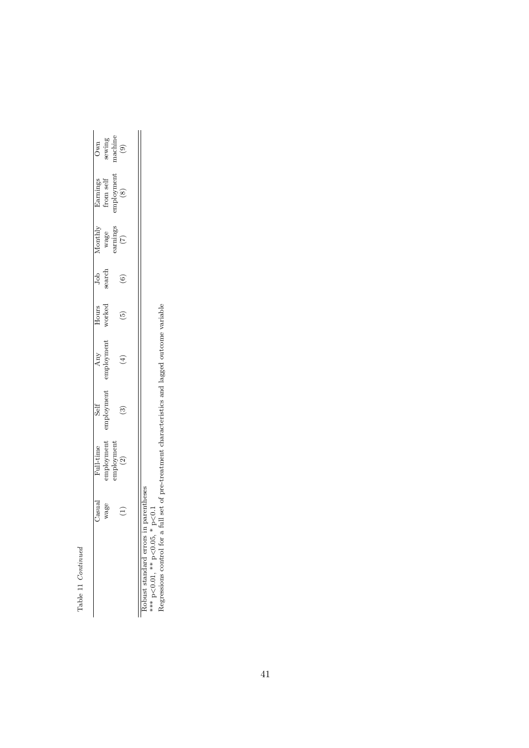Table 11 *Continued*

| | Casual wage | Full-time employment employment | Self employment | Any employment | Hours worked | Job search | Monthly wage earnings | Earnings from self employment | Own sewing machine |
|---|---|---|---|---|---|---|---|---|---|
| | (1) | (2) | (3) | (4) | (5) | (6) | (7) | (8) | (9) |

Robust standard errors in parentheses
*** p<0.01, ** p<0.05, * p<0.1
Regressions control for a full set of pre-treatment characteristics and lagged outcome variable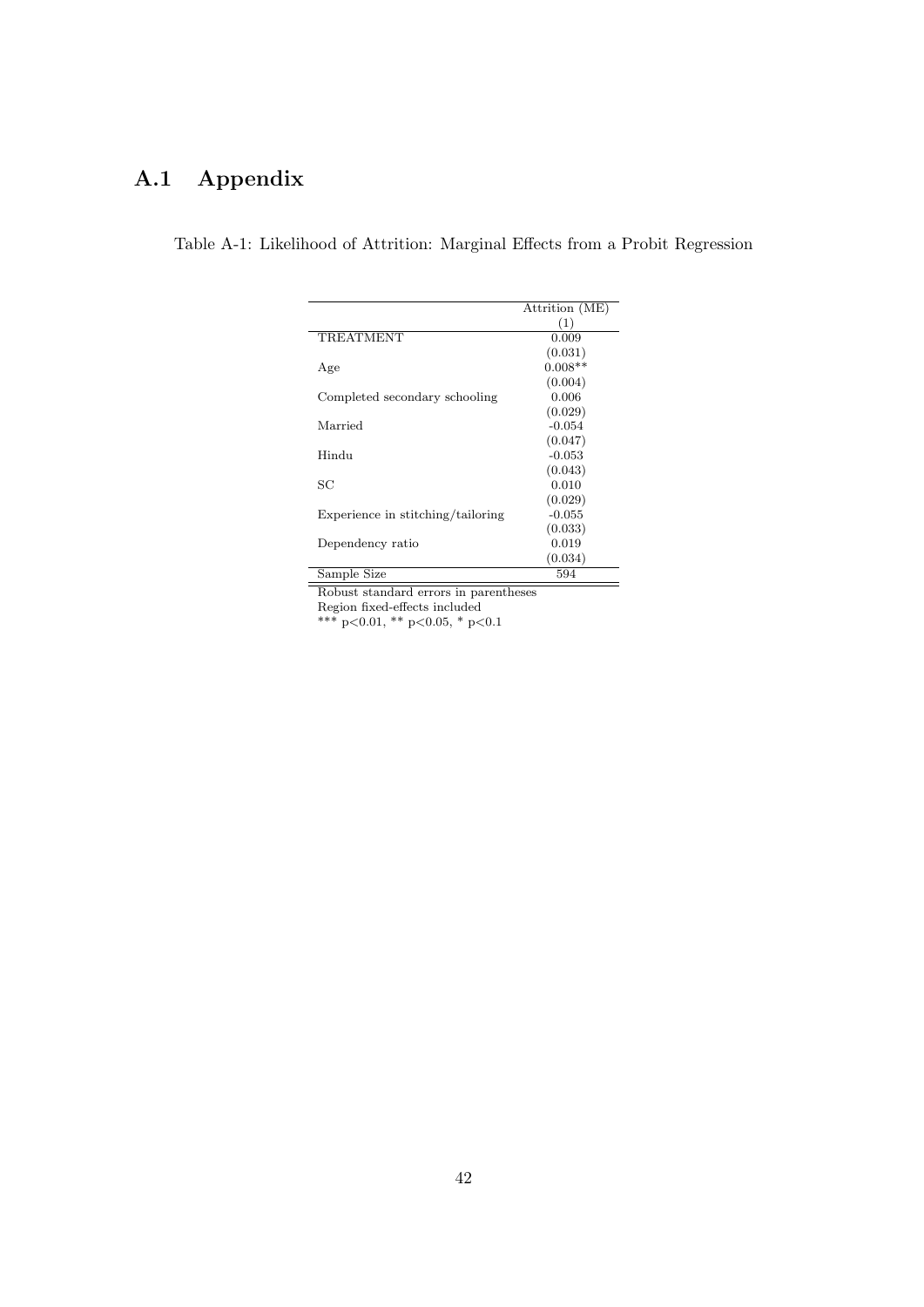## A.1 Appendix

Table A-1: Likelihood of Attrition: Marginal Effects from a Probit Regression

| | Attrition (ME) |
|---|---|
| | (1) |
| TREATMENT | 0.009 |
| | (0.031) |
| Age | 0.008** |
| | (0.004) |
| Completed secondary schooling | 0.006 |
| | (0.029) |
| Married | -0.054 |
| | (0.047) |
| Hindu | -0.053 |
| | (0.043) |
| SC | 0.010 |
| | (0.029) |
| Experience in stitching/tailoring | -0.055 |
| | (0.033) |
| Dependency ratio | 0.019 |
| | (0.034) |
| Sample Size | 594 |

Robust standard errors in parentheses
Region fixed-effects included
*** $p<0.01$, ** $p<0.05$, * $p<0.1$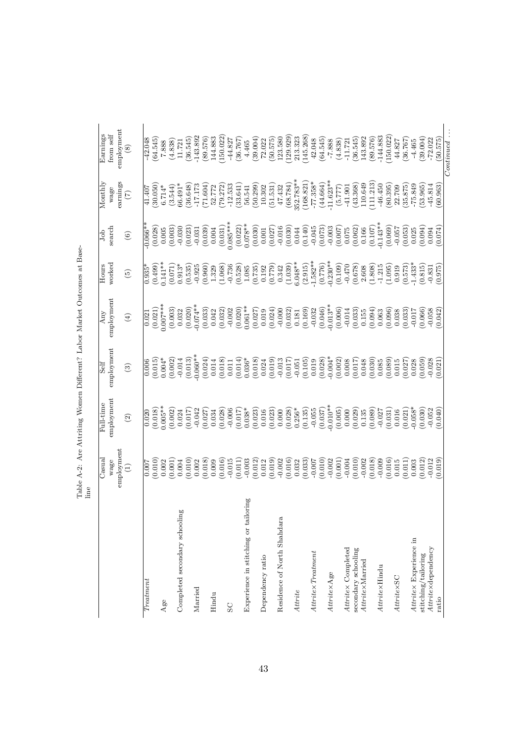Table A-2: Are Attriting Women Different? Labor Market Outcomes at Baseline

| | Casual wage employment (1) | Full-time employment (2) | Self employment (3) | Any employment (4) | Hours worked (5) | Job search (6) | Monthly wage earnings (7) | Earnings from self employment (8) |
|---|---|---|---|---|---|---|---|---|
| *Treatment* | 0.007 | 0.020 | 0.006 | 0.021 | 0.935* | -0.066** | 41.407 | -42.048 |
| | (0.010) | (0.018) | (0.015) | (0.021) | (0.499) | (0.028) | (30.050) | (64.545) |
| Age | 0.002 | 0.005** | 0.004* | 0.007*** | 0.141** | 0.005 | 6.714* | 7.888 |
| | (0.001) | (0.002) | (0.002) | (0.003) | (0.071) | (0.003) | (3.544) | (4.838) |
| Completed secondary schooling | 0.004 | 0.024 | -0.014 | 0.032 | 0.913* | -0.030 | 66.491* | 11.721 |
| | (0.010) | (0.017) | (0.013) | (0.020) | (0.535) | (0.023) | (36.648) | (36.545) |
| Married | 0.002 | -0.042 | -0.060** | -0.074** | -0.925 | -0.031 | -17.173 | -143.892 |
| | (0.018) | (0.027) | (0.024) | (0.033) | (0.960) | (0.039) | (71.604) | (89.576) |
| Hindu | 0.009 | 0.034 | 0.014 | 0.042 | 1.329 | 0.004 | 52.772 | 144.883 |
| | (0.016) | (0.028) | (0.018) | (0.032) | (1.068) | (0.031) | (79.272) | (150.022) |
| SC | -0.015 | -0.006 | 0.011 | -0.002 | -0.736 | 0.085*** | -12.533 | -44.827 |
| | (0.011) | (0.017) | (0.014) | (0.020) | (0.528) | (0.022) | (33.641) | (36.767) |
| Experience in stitching or tailoring | -0.003 | 0.038* | 0.036* | 0.061** | 1.085 | 0.078** | 56.541 | 4.465 |
| | (0.012) | (0.023) | (0.018) | (0.027) | (0.735) | (0.030) | (50.299) | (39.004) |
| Dependency ratio | 0.012 | 0.016 | 0.024 | 0.019 | 0.192 | 0.001 | 10.302 | 72.022 |
| | (0.019) | (0.023) | (0.019) | (0.024) | (0.779) | (0.027) | (51.531) | (50.575) |
| Residence of North Shahdara | -0.002 | 0.000 | -0.013 | -0.000 | 0.342 | -0.016 | 47.432 | 123.580 |
| | (0.016) | (0.028) | (0.017) | (0.032) | (1.039) | (0.030) | (68.784) | (129.929) |
| *Attrite* | 0.032 | 0.256* | -0.051 | 0.181 | 6.048** | 0.044 | 352.783** | 213.323 |
| | (0.033) | (0.135) | (0.105) | (0.169) | (2.915) | (0.140) | (168.821) | (145.268) |
| *Attrite*×*Treatment* | -0.007 | -0.055 | 0.019 | -0.032 | -1.582** | -0.045 | -77.358* | 42.048 |
| | (0.010) | (0.037) | (0.028) | (0.046) | (0.776) | (0.073) | (44.664) | (64.545) |
| *Attrite*×Age | -0.002 | -0.010** | -0.004* | -0.013** | -0.230** | -0.003 | -11.623** | -7.888 |
| | (0.001) | (0.005) | (0.002) | (0.006) | (0.109) | (0.007) | (5.777) | (4.838) |
| *Attrite*× Completed secondary schooling | -0.004 | 0.000 | 0.008 | -0.014 | -0.470 | 0.075 | -41.901 | -11.721 |
| | (0.010) | (0.029) | (0.017) | (0.033) | (0.678) | (0.062) | (43.368) | (36.545) |
| *Attrite*×Married | -0.002 | 0.135 | 0.048 | 0.155 | 2.608 | 0.166 | 110.649 | 143.892 |
| | (0.018) | (0.089) | (0.030) | (0.094) | (1.808) | (0.107) | (111.213) | (89.576) |
| *Attrite*×Hindu | -0.009 | -0.027 | 0.085 | 0.063 | -1.215 | -0.143** | -46.450 | -144.883 |
| | (0.016) | (0.031) | (0.089) | (0.096) | (1.095) | (0.069) | (80.395) | (150.022) |
| *Attrite*×SC | 0.015 | 0.016 | 0.015 | 0.038 | 0.919 | -0.057 | 22.709 | 44.827 |
| | (0.011) | (0.021) | (0.027) | (0.033) | (0.573) | (0.053) | (35.875) | (36.767) |
| *Attrite*× Experience in stitching/tailoring | 0.003 | -0.058* | 0.028 | -0.017 | -1.433* | 0.025 | -75.849 | -4.465 |
| | (0.012) | (0.030) | (0.059) | (0.066) | (0.815) | (0.094) | (53.965) | (39.004) |
| *Attrite*×dependency ratio | -0.012 | -0.052 | -0.028 | -0.058 | -0.831 | 0.094 | -45.814 | -72.022 |
| | (0.019) | (0.040) | (0.021) | (0.042) | (0.975) | (0.074) | (60.963) | (50.575) |

*Continued ...*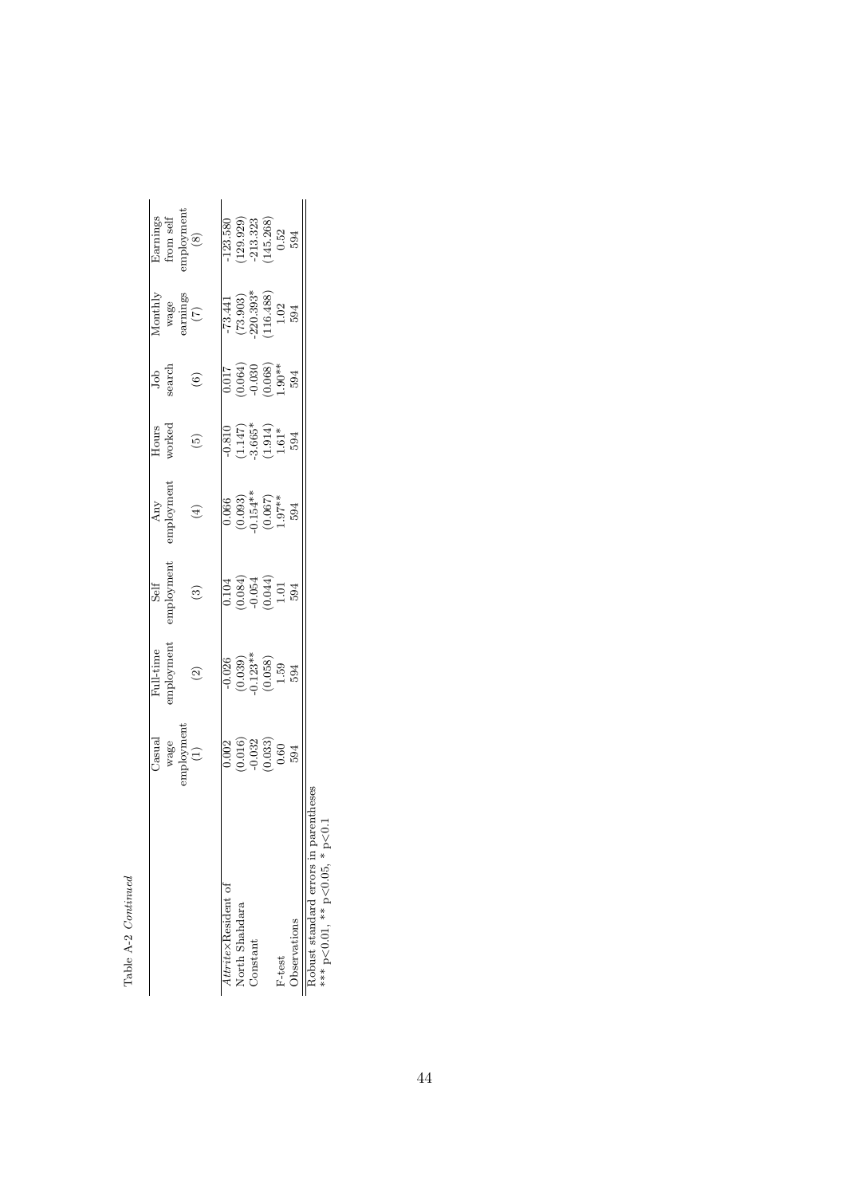Table A-2 *Continued*

| | Casual wage employment (1) | Full-time employment (2) | Self employment (3) | Any employment (4) | Hours worked (5) | Job search (6) | Monthly wage earnings (7) | Earnings from self employment (8) |
|---|---|---|---|---|---|---|---|---|
| *Attrite*×Resident of North Shahdara | 0.002 | -0.026 | 0.104 | 0.066 | -0.810 | 0.017 | -73.441 | -123.580 |
| | (0.016) | (0.039) | (0.084) | (0.093) | (1.147) | (0.064) | (73.903) | (129.929) |
| Constant | -0.032 | -0.123** | -0.054 | -0.154** | -3.665* | -0.030 | -220.393* | -213.323 |
| | (0.033) | (0.058) | (0.044) | (0.067) | (1.914) | (0.068) | (116.488) | (145.268) |
| F-test | 0.60 | 1.59 | 1.01 | 1.97** | 1.61* | 1.90** | 1.02 | 0.52 |
| Observations | 594 | 594 | 594 | 594 | 594 | 594 | 594 | 594 |

Robust standard errors in parentheses
*** $p<0.01$, ** $p<0.05$, * $p<0.1$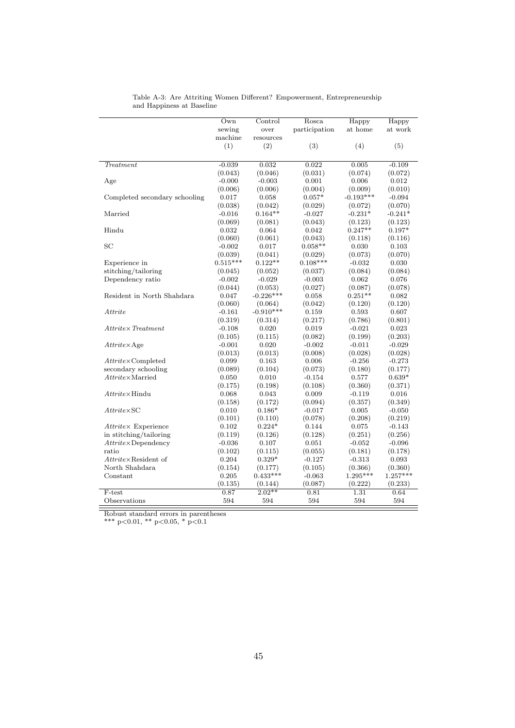Table A-3: Are Attriting Women Different? Empowerment, Entrepreneurship and Happiness at Baseline

| | Own sewing machine | Control over resources | Rosca participation | Happy at home | Happy at work |
|---|---|---|---|---|---|
| | (1) | (2) | (3) | (4) | (5) |
| *Treatment* | -0.039 | 0.032 | 0.022 | 0.005 | -0.109 |
| | (0.043) | (0.046) | (0.031) | (0.074) | (0.072) |
| Age | -0.000 | -0.003 | 0.001 | 0.006 | 0.012 |
| | (0.006) | (0.006) | (0.004) | (0.009) | (0.010) |
| Completed secondary schooling | 0.017 | 0.058 | 0.057* | -0.193*** | -0.094 |
| | (0.038) | (0.042) | (0.029) | (0.072) | (0.070) |
| Married | -0.016 | 0.164** | -0.027 | -0.231* | -0.241* |
| | (0.069) | (0.081) | (0.043) | (0.123) | (0.123) |
| Hindu | 0.032 | 0.064 | 0.042 | 0.247** | 0.197* |
| | (0.060) | (0.061) | (0.043) | (0.118) | (0.116) |
| SC | -0.002 | 0.017 | 0.058** | 0.030 | 0.103 |
| | (0.039) | (0.041) | (0.029) | (0.073) | (0.070) |
| Experience in stitching/tailoring | 0.515*** | 0.122** | 0.108*** | -0.032 | 0.030 |
| | (0.045) | (0.052) | (0.037) | (0.084) | (0.084) |
| Dependency ratio | -0.002 | -0.029 | -0.003 | 0.062 | 0.076 |
| | (0.044) | (0.053) | (0.027) | (0.087) | (0.078) |
| Resident in North Shahdara | 0.047 | -0.226*** | 0.058 | 0.251** | 0.082 |
| | (0.060) | (0.064) | (0.042) | (0.120) | (0.120) |
| *Attrite* | -0.161 | -0.910*** | 0.159 | 0.593 | 0.607 |
| | (0.319) | (0.314) | (0.217) | (0.786) | (0.801) |
| *Attrite*× *Treatment* | -0.108 | 0.020 | 0.019 | -0.021 | 0.023 |
| | (0.105) | (0.115) | (0.082) | (0.199) | (0.203) |
| *Attrite*×Age | -0.001 | 0.020 | -0.002 | -0.011 | -0.029 |
| | (0.013) | (0.013) | (0.008) | (0.028) | (0.028) |
| *Attrite*×Completed secondary schooling | 0.099 | 0.163 | 0.006 | -0.256 | -0.273 |
| | (0.089) | (0.104) | (0.073) | (0.180) | (0.177) |
| *Attrite*×Married | 0.050 | 0.010 | -0.154 | 0.577 | 0.639* |
| | (0.175) | (0.198) | (0.108) | (0.360) | (0.371) |
| *Attrite*×Hindu | 0.068 | 0.043 | 0.009 | -0.119 | 0.016 |
| | (0.158) | (0.172) | (0.094) | (0.357) | (0.349) |
| *Attrite*×SC | 0.010 | 0.186* | -0.017 | 0.005 | -0.050 |
| | (0.101) | (0.110) | (0.078) | (0.208) | (0.219) |
| *Attrite*× Experience in stitching/tailoring | 0.102 | 0.224* | 0.144 | 0.075 | -0.143 |
| | (0.119) | (0.126) | (0.128) | (0.251) | (0.256) |
| *Attrite*×Dependency ratio | -0.036 | 0.107 | 0.051 | -0.052 | -0.096 |
| | (0.102) | (0.115) | (0.055) | (0.181) | (0.178) |
| *Attrite*×Resident of North Shahdara | 0.204 | 0.329* | -0.127 | -0.313 | 0.093 |
| | (0.154) | (0.177) | (0.105) | (0.366) | (0.360) |
| Constant | 0.205 | 0.433*** | -0.063 | 1.295*** | 1.257*** |
| | (0.135) | (0.144) | (0.087) | (0.222) | (0.233) |
| F-test | 0.87 | 2.02** | 0.81 | 1.31 | 0.64 |
| Observations | 594 | 594 | 594 | 594 | 594 |

Robust standard errors in parentheses
*** p<0.01, ** p<0.05, * p<0.1